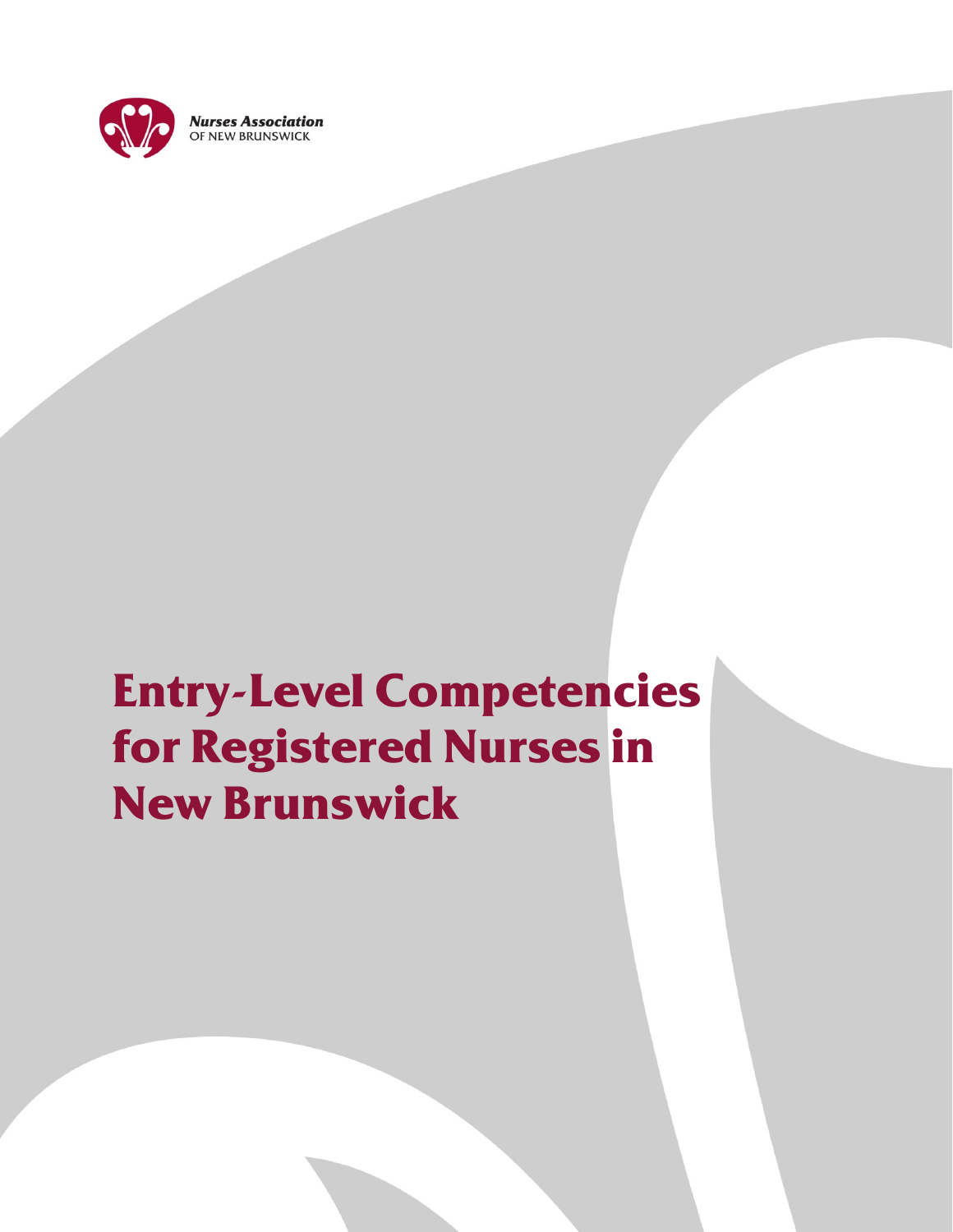Nurses Association
OF NEW BRUNSWICK

# Entry-Level Competencies for Registered Nurses in New Brunswick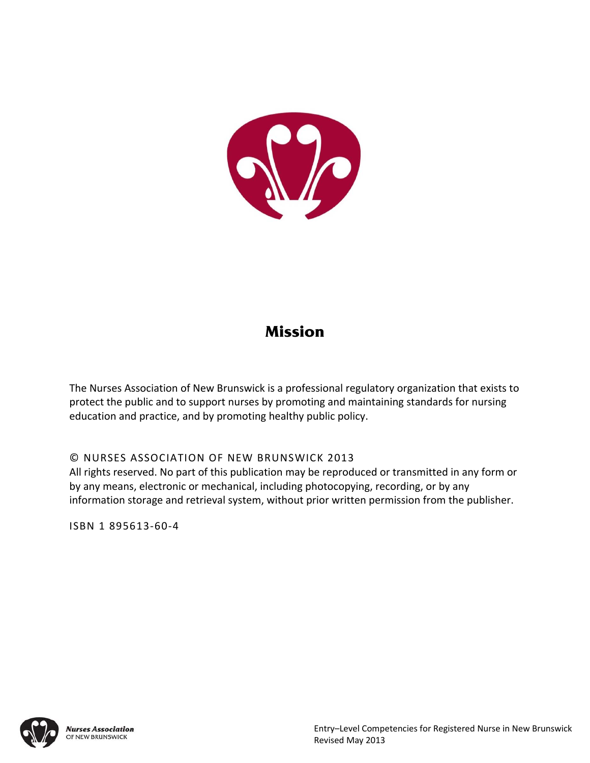## Mission

The Nurses Association of New Brunswick is a professional regulatory organization that exists to protect the public and to support nurses by promoting and maintaining standards for nursing education and practice, and by promoting healthy public policy.

© NURSES ASSOCIATION OF NEW BRUNSWICK 2013
All rights reserved. No part of this publication may be reproduced or transmitted in any form or by any means, electronic or mechanical, including photocopying, recording, or by any information storage and retrieval system, without prior written permission from the publisher.

ISBN 1 895613-60-4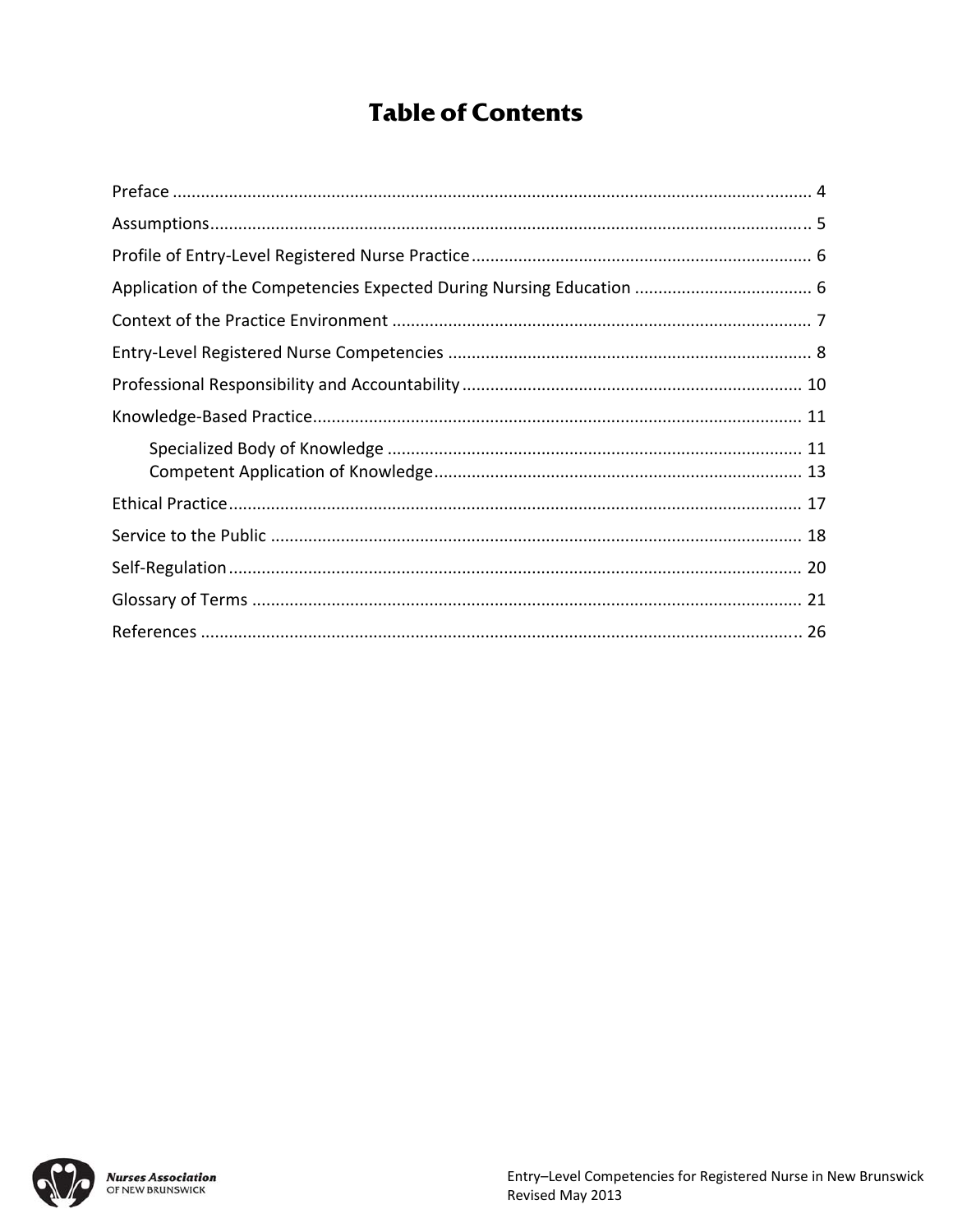# Table of Contents

Preface ........................................................................................................................................ 4

Assumptions............................................................................................................................... 5

Profile of Entry-Level Registered Nurse Practice ........................................................................ 6

Application of the Competencies Expected During Nursing Education ...................................... 6

Context of the Practice Environment ......................................................................................... 7

Entry-Level Registered Nurse Competencies ............................................................................. 8

Professional Responsibility and Accountability ........................................................................ 10

Knowledge-Based Practice........................................................................................................ 11

- Specialized Body of Knowledge ........................................................................................ 11
- Competent Application of Knowledge.............................................................................. 13

Ethical Practice.......................................................................................................................... 17

Service to the Public ................................................................................................................. 18

Self-Regulation.......................................................................................................................... 20

Glossary of Terms ..................................................................................................................... 21

References ................................................................................................................................ 26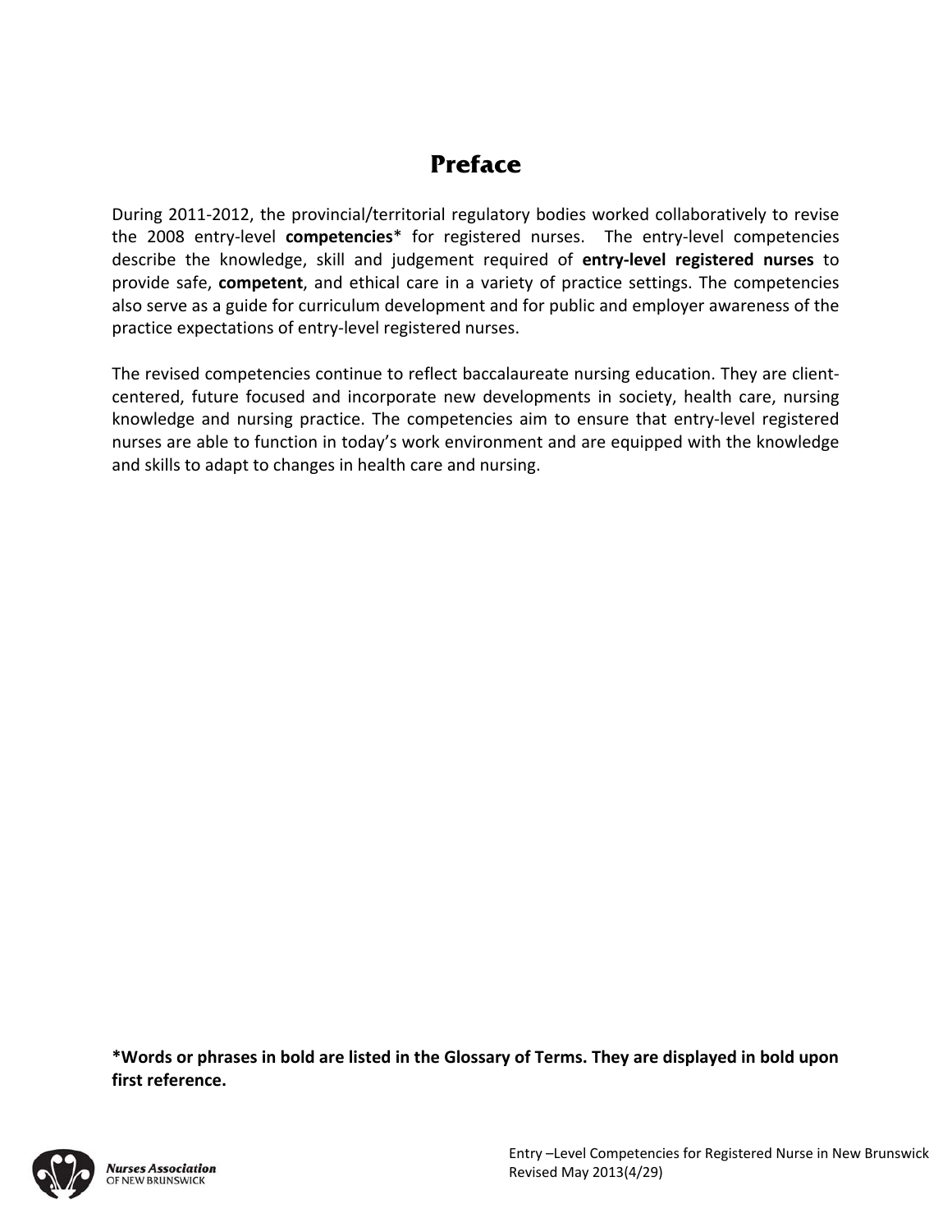# Preface

During 2011-2012, the provincial/territorial regulatory bodies worked collaboratively to revise the 2008 entry-level **competencies*** for registered nurses. The entry-level competencies describe the knowledge, skill and judgement required of **entry-level registered nurses** to provide safe, **competent**, and ethical care in a variety of practice settings. The competencies also serve as a guide for curriculum development and for public and employer awareness of the practice expectations of entry-level registered nurses.

The revised competencies continue to reflect baccalaureate nursing education. They are client-centered, future focused and incorporate new developments in society, health care, nursing knowledge and nursing practice. The competencies aim to ensure that entry-level registered nurses are able to function in today's work environment and are equipped with the knowledge and skills to adapt to changes in health care and nursing.

**\*Words or phrases in bold are listed in the Glossary of Terms. They are displayed in bold upon first reference.**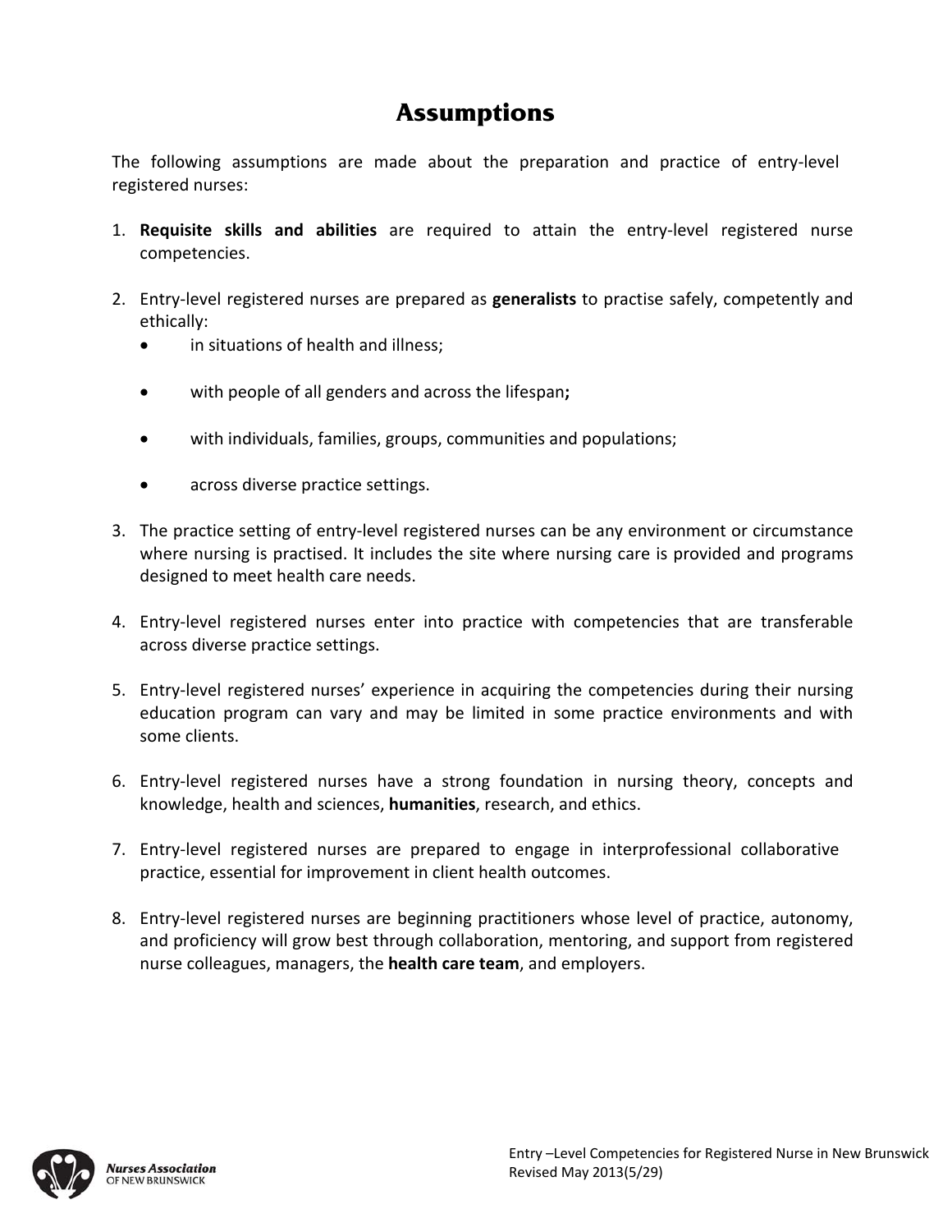# Assumptions

The following assumptions are made about the preparation and practice of entry-level registered nurses:

1. **Requisite skills and abilities** are required to attain the entry-level registered nurse competencies.

2. Entry-level registered nurses are prepared as **generalists** to practise safely, competently and ethically:
   - in situations of health and illness;
   - with people of all genders and across the lifespan**;**
   - with individuals, families, groups, communities and populations;
   - across diverse practice settings.

3. The practice setting of entry-level registered nurses can be any environment or circumstance where nursing is practised. It includes the site where nursing care is provided and programs designed to meet health care needs.

4. Entry-level registered nurses enter into practice with competencies that are transferable across diverse practice settings.

5. Entry-level registered nurses' experience in acquiring the competencies during their nursing education program can vary and may be limited in some practice environments and with some clients.

6. Entry-level registered nurses have a strong foundation in nursing theory, concepts and knowledge, health and sciences, **humanities**, research, and ethics.

7. Entry-level registered nurses are prepared to engage in interprofessional collaborative practice, essential for improvement in client health outcomes.

8. Entry-level registered nurses are beginning practitioners whose level of practice, autonomy, and proficiency will grow best through collaboration, mentoring, and support from registered nurse colleagues, managers, the **health care team**, and employers.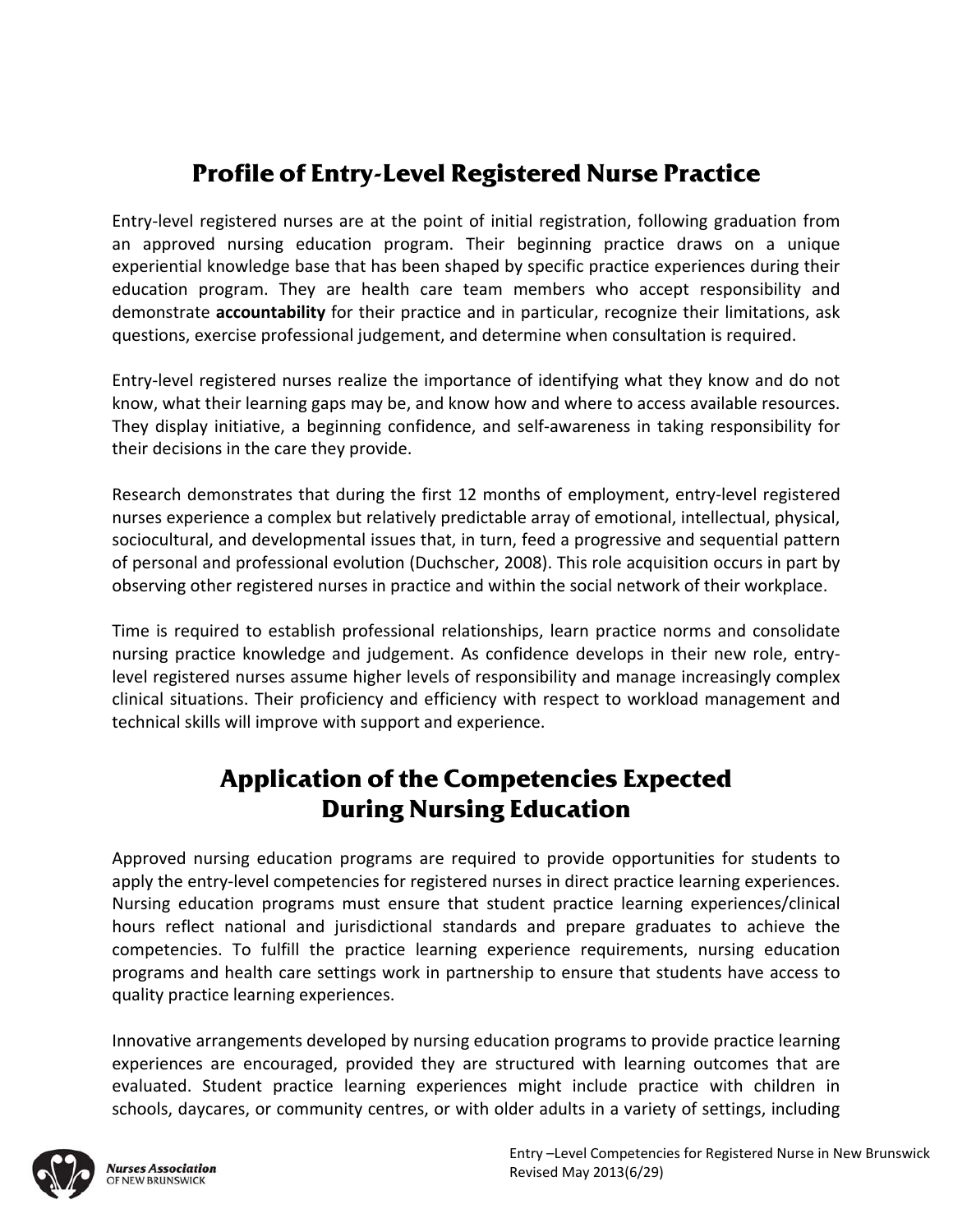## Profile of Entry-Level Registered Nurse Practice

Entry-level registered nurses are at the point of initial registration, following graduation from an approved nursing education program. Their beginning practice draws on a unique experiential knowledge base that has been shaped by specific practice experiences during their education program. They are health care team members who accept responsibility and demonstrate **accountability** for their practice and in particular, recognize their limitations, ask questions, exercise professional judgement, and determine when consultation is required.

Entry-level registered nurses realize the importance of identifying what they know and do not know, what their learning gaps may be, and know how and where to access available resources. They display initiative, a beginning confidence, and self-awareness in taking responsibility for their decisions in the care they provide.

Research demonstrates that during the first 12 months of employment, entry-level registered nurses experience a complex but relatively predictable array of emotional, intellectual, physical, sociocultural, and developmental issues that, in turn, feed a progressive and sequential pattern of personal and professional evolution (Duchscher, 2008). This role acquisition occurs in part by observing other registered nurses in practice and within the social network of their workplace.

Time is required to establish professional relationships, learn practice norms and consolidate nursing practice knowledge and judgement. As confidence develops in their new role, entry-level registered nurses assume higher levels of responsibility and manage increasingly complex clinical situations. Their proficiency and efficiency with respect to workload management and technical skills will improve with support and experience.

## Application of the Competencies Expected During Nursing Education

Approved nursing education programs are required to provide opportunities for students to apply the entry-level competencies for registered nurses in direct practice learning experiences. Nursing education programs must ensure that student practice learning experiences/clinical hours reflect national and jurisdictional standards and prepare graduates to achieve the competencies. To fulfill the practice learning experience requirements, nursing education programs and health care settings work in partnership to ensure that students have access to quality practice learning experiences.

Innovative arrangements developed by nursing education programs to provide practice learning experiences are encouraged, provided they are structured with learning outcomes that are evaluated. Student practice learning experiences might include practice with children in schools, daycares, or community centres, or with older adults in a variety of settings, including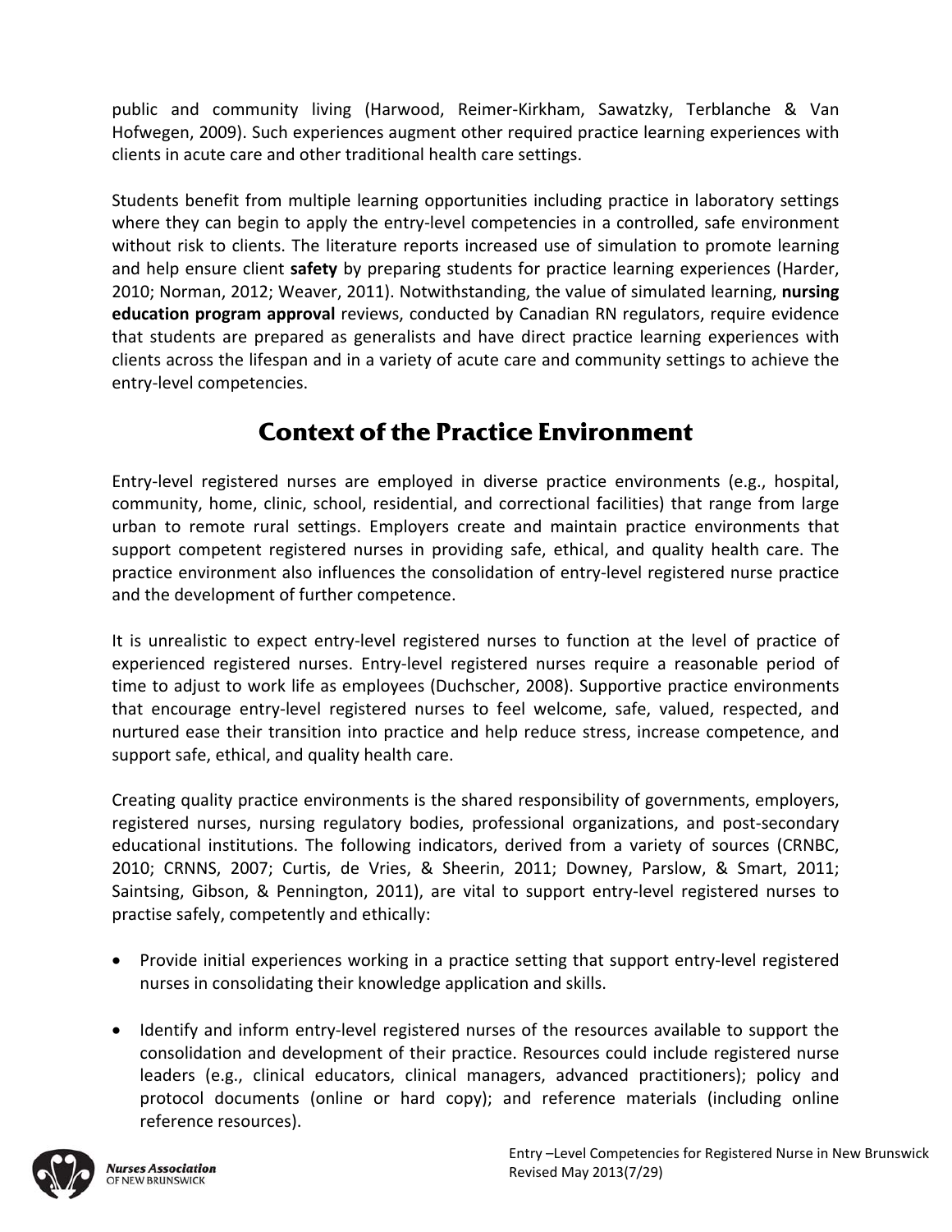public and community living (Harwood, Reimer-Kirkham, Sawatzky, Terblanche & Van Hofwegen, 2009). Such experiences augment other required practice learning experiences with clients in acute care and other traditional health care settings.

Students benefit from multiple learning opportunities including practice in laboratory settings where they can begin to apply the entry-level competencies in a controlled, safe environment without risk to clients. The literature reports increased use of simulation to promote learning and help ensure client **safety** by preparing students for practice learning experiences (Harder, 2010; Norman, 2012; Weaver, 2011). Notwithstanding, the value of simulated learning, **nursing education program approval** reviews, conducted by Canadian RN regulators, require evidence that students are prepared as generalists and have direct practice learning experiences with clients across the lifespan and in a variety of acute care and community settings to achieve the entry-level competencies.

## Context of the Practice Environment

Entry-level registered nurses are employed in diverse practice environments (e.g., hospital, community, home, clinic, school, residential, and correctional facilities) that range from large urban to remote rural settings. Employers create and maintain practice environments that support competent registered nurses in providing safe, ethical, and quality health care. The practice environment also influences the consolidation of entry-level registered nurse practice and the development of further competence.

It is unrealistic to expect entry-level registered nurses to function at the level of practice of experienced registered nurses. Entry-level registered nurses require a reasonable period of time to adjust to work life as employees (Duchscher, 2008). Supportive practice environments that encourage entry-level registered nurses to feel welcome, safe, valued, respected, and nurtured ease their transition into practice and help reduce stress, increase competence, and support safe, ethical, and quality health care.

Creating quality practice environments is the shared responsibility of governments, employers, registered nurses, nursing regulatory bodies, professional organizations, and post-secondary educational institutions. The following indicators, derived from a variety of sources (CRNBC, 2010; CRNNS, 2007; Curtis, de Vries, & Sheerin, 2011; Downey, Parslow, & Smart, 2011; Saintsing, Gibson, & Pennington, 2011), are vital to support entry-level registered nurses to practise safely, competently and ethically:

- Provide initial experiences working in a practice setting that support entry-level registered nurses in consolidating their knowledge application and skills.
- Identify and inform entry-level registered nurses of the resources available to support the consolidation and development of their practice. Resources could include registered nurse leaders (e.g., clinical educators, clinical managers, advanced practitioners); policy and protocol documents (online or hard copy); and reference materials (including online reference resources).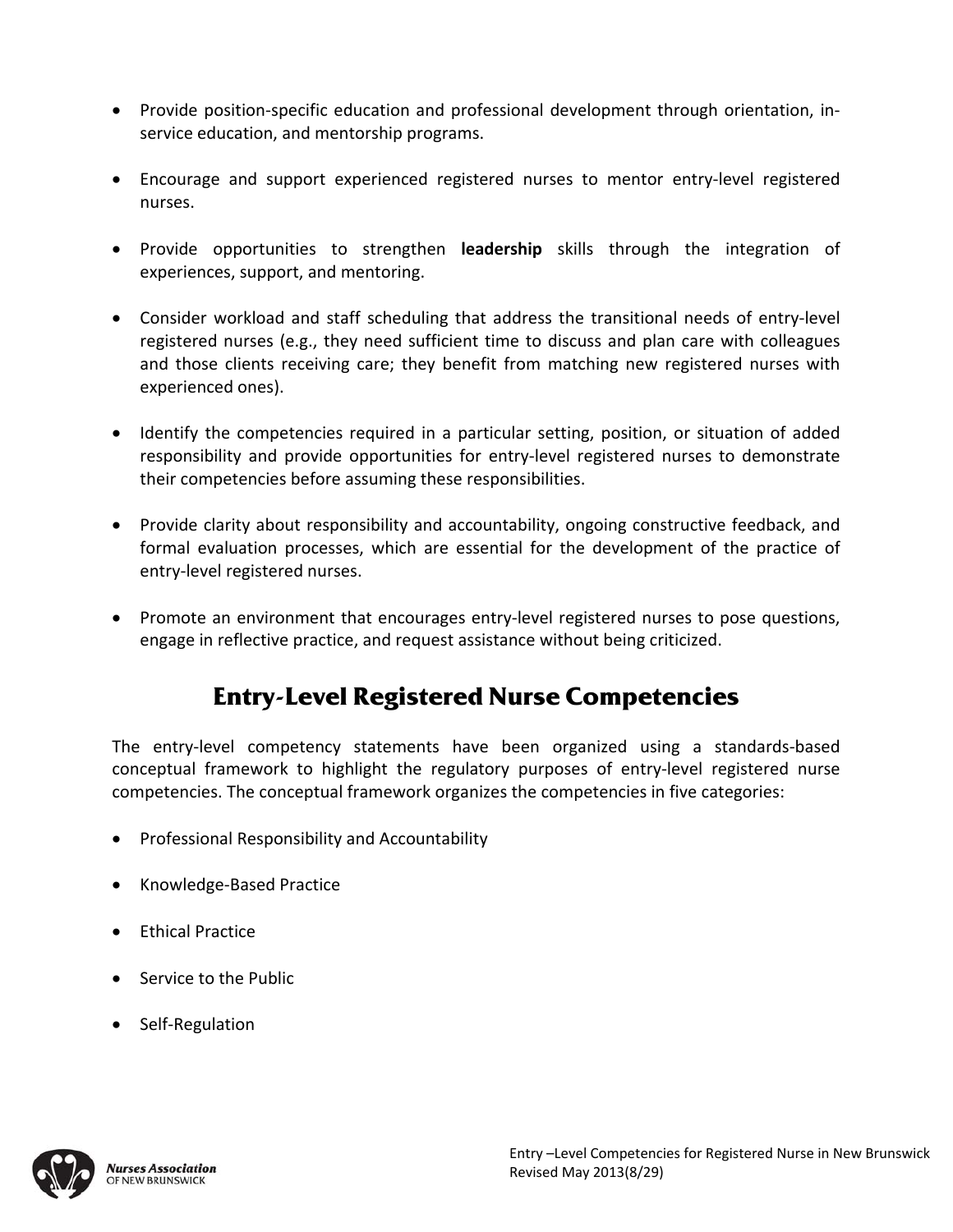- Provide position-specific education and professional development through orientation, in-service education, and mentorship programs.

- Encourage and support experienced registered nurses to mentor entry-level registered nurses.

- Provide opportunities to strengthen **leadership** skills through the integration of experiences, support, and mentoring.

- Consider workload and staff scheduling that address the transitional needs of entry-level registered nurses (e.g., they need sufficient time to discuss and plan care with colleagues and those clients receiving care; they benefit from matching new registered nurses with experienced ones).

- Identify the competencies required in a particular setting, position, or situation of added responsibility and provide opportunities for entry-level registered nurses to demonstrate their competencies before assuming these responsibilities.

- Provide clarity about responsibility and accountability, ongoing constructive feedback, and formal evaluation processes, which are essential for the development of the practice of entry-level registered nurses.

- Promote an environment that encourages entry-level registered nurses to pose questions, engage in reflective practice, and request assistance without being criticized.

## Entry-Level Registered Nurse Competencies

The entry-level competency statements have been organized using a standards-based conceptual framework to highlight the regulatory purposes of entry-level registered nurse competencies. The conceptual framework organizes the competencies in five categories:

- Professional Responsibility and Accountability
- Knowledge-Based Practice
- Ethical Practice
- Service to the Public
- Self-Regulation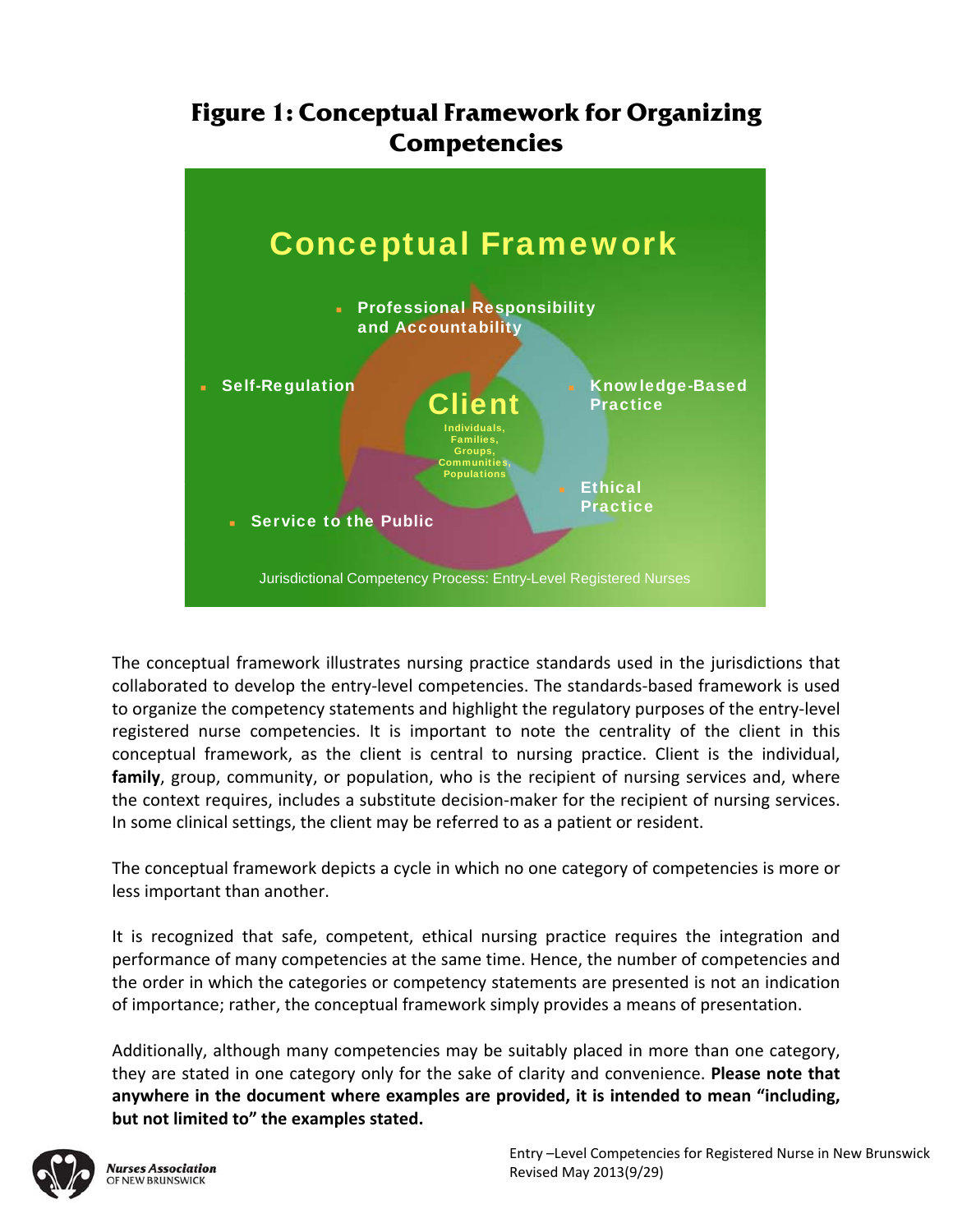# Figure 1: Conceptual Framework for Organizing Competencies

**Conceptual Framework**

- Professional Responsibility and Accountability
- Knowledge-Based Practice
- Ethical Practice
- Service to the Public
- Self-Regulation

**Client**
Individuals, Families, Groups, Communities, Populations

Jurisdictional Competency Process: Entry-Level Registered Nurses

The conceptual framework illustrates nursing practice standards used in the jurisdictions that collaborated to develop the entry-level competencies. The standards-based framework is used to organize the competency statements and highlight the regulatory purposes of the entry-level registered nurse competencies. It is important to note the centrality of the client in this conceptual framework, as the client is central to nursing practice. Client is the individual, **family**, group, community, or population, who is the recipient of nursing services and, where the context requires, includes a substitute decision-maker for the recipient of nursing services. In some clinical settings, the client may be referred to as a patient or resident.

The conceptual framework depicts a cycle in which no one category of competencies is more or less important than another.

It is recognized that safe, competent, ethical nursing practice requires the integration and performance of many competencies at the same time. Hence, the number of competencies and the order in which the categories or competency statements are presented is not an indication of importance; rather, the conceptual framework simply provides a means of presentation.

Additionally, although many competencies may be suitably placed in more than one category, they are stated in one category only for the sake of clarity and convenience. **Please note that anywhere in the document where examples are provided, it is intended to mean "including, but not limited to" the examples stated.**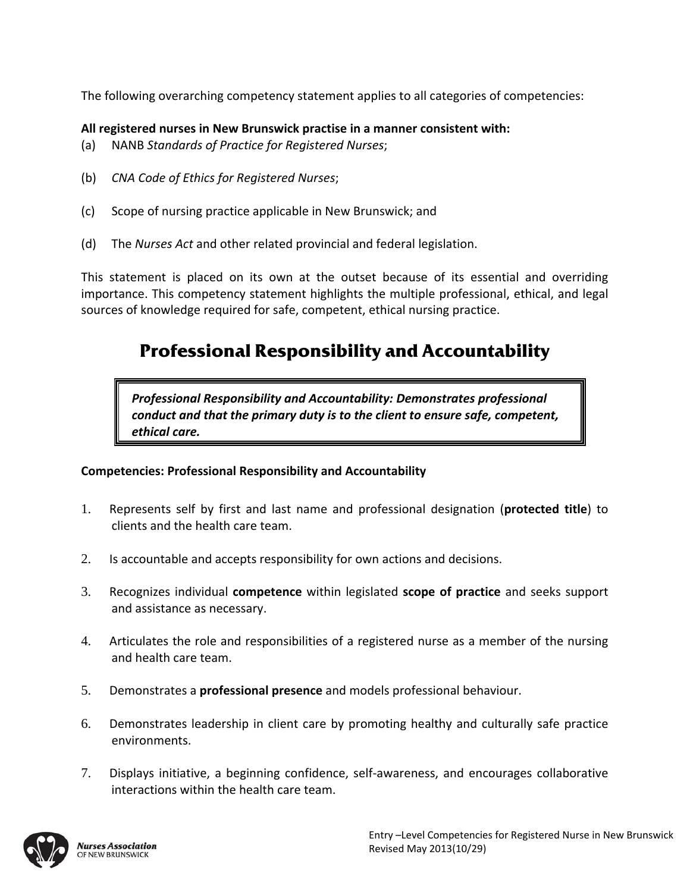The following overarching competency statement applies to all categories of competencies:

**All registered nurses in New Brunswick practise in a manner consistent with:**

(a) NANB *Standards of Practice for Registered Nurses*;

(b) *CNA Code of Ethics for Registered Nurses*;

(c) Scope of nursing practice applicable in New Brunswick; and

(d) The *Nurses Act* and other related provincial and federal legislation.

This statement is placed on its own at the outset because of its essential and overriding importance. This competency statement highlights the multiple professional, ethical, and legal sources of knowledge required for safe, competent, ethical nursing practice.

## Professional Responsibility and Accountability

> ***Professional Responsibility and Accountability: Demonstrates professional conduct and that the primary duty is to the client to ensure safe, competent, ethical care.***

**Competencies: Professional Responsibility and Accountability**

1. Represents self by first and last name and professional designation (**protected title**) to clients and the health care team.

2. Is accountable and accepts responsibility for own actions and decisions.

3. Recognizes individual **competence** within legislated **scope of practice** and seeks support and assistance as necessary.

4. Articulates the role and responsibilities of a registered nurse as a member of the nursing and health care team.

5. Demonstrates a **professional presence** and models professional behaviour.

6. Demonstrates leadership in client care by promoting healthy and culturally safe practice environments.

7. Displays initiative, a beginning confidence, self-awareness, and encourages collaborative interactions within the health care team.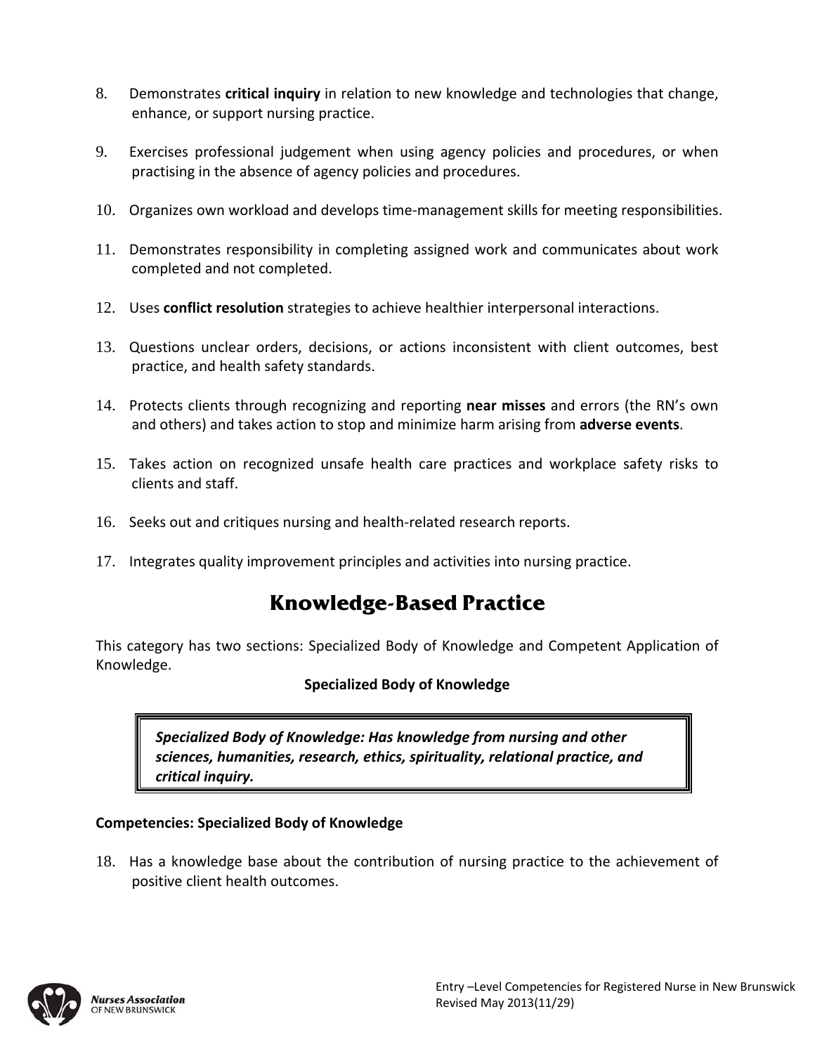8. Demonstrates **critical inquiry** in relation to new knowledge and technologies that change, enhance, or support nursing practice.

9. Exercises professional judgement when using agency policies and procedures, or when practising in the absence of agency policies and procedures.

10. Organizes own workload and develops time-management skills for meeting responsibilities.

11. Demonstrates responsibility in completing assigned work and communicates about work completed and not completed.

12. Uses **conflict resolution** strategies to achieve healthier interpersonal interactions.

13. Questions unclear orders, decisions, or actions inconsistent with client outcomes, best practice, and health safety standards.

14. Protects clients through recognizing and reporting **near misses** and errors (the RN's own and others) and takes action to stop and minimize harm arising from **adverse events**.

15. Takes action on recognized unsafe health care practices and workplace safety risks to clients and staff.

16. Seeks out and critiques nursing and health-related research reports.

17. Integrates quality improvement principles and activities into nursing practice.

# Knowledge-Based Practice

This category has two sections: Specialized Body of Knowledge and Competent Application of Knowledge.

**Specialized Body of Knowledge**

> ***Specialized Body of Knowledge: Has knowledge from nursing and other sciences, humanities, research, ethics, spirituality, relational practice, and critical inquiry.***

**Competencies: Specialized Body of Knowledge**

18. Has a knowledge base about the contribution of nursing practice to the achievement of positive client health outcomes.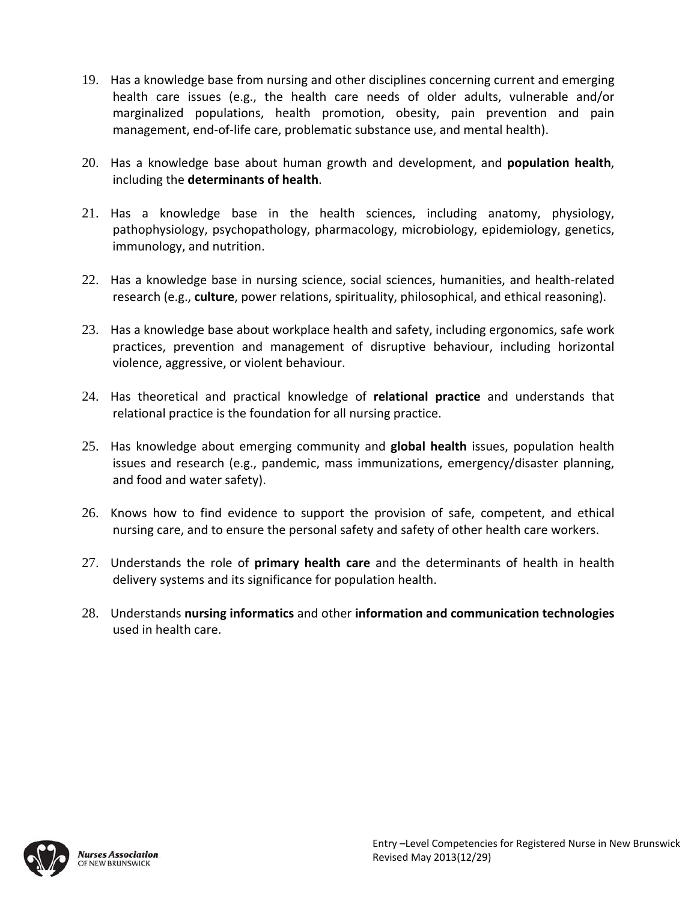19. Has a knowledge base from nursing and other disciplines concerning current and emerging health care issues (e.g., the health care needs of older adults, vulnerable and/or marginalized populations, health promotion, obesity, pain prevention and pain management, end-of-life care, problematic substance use, and mental health).

20. Has a knowledge base about human growth and development, and **population health**, including the **determinants of health**.

21. Has a knowledge base in the health sciences, including anatomy, physiology, pathophysiology, psychopathology, pharmacology, microbiology, epidemiology, genetics, immunology, and nutrition.

22. Has a knowledge base in nursing science, social sciences, humanities, and health-related research (e.g., **culture**, power relations, spirituality, philosophical, and ethical reasoning).

23. Has a knowledge base about workplace health and safety, including ergonomics, safe work practices, prevention and management of disruptive behaviour, including horizontal violence, aggressive, or violent behaviour.

24. Has theoretical and practical knowledge of **relational practice** and understands that relational practice is the foundation for all nursing practice.

25. Has knowledge about emerging community and **global health** issues, population health issues and research (e.g., pandemic, mass immunizations, emergency/disaster planning, and food and water safety).

26. Knows how to find evidence to support the provision of safe, competent, and ethical nursing care, and to ensure the personal safety and safety of other health care workers.

27. Understands the role of **primary health care** and the determinants of health in health delivery systems and its significance for population health.

28. Understands **nursing informatics** and other **information and communication technologies** used in health care.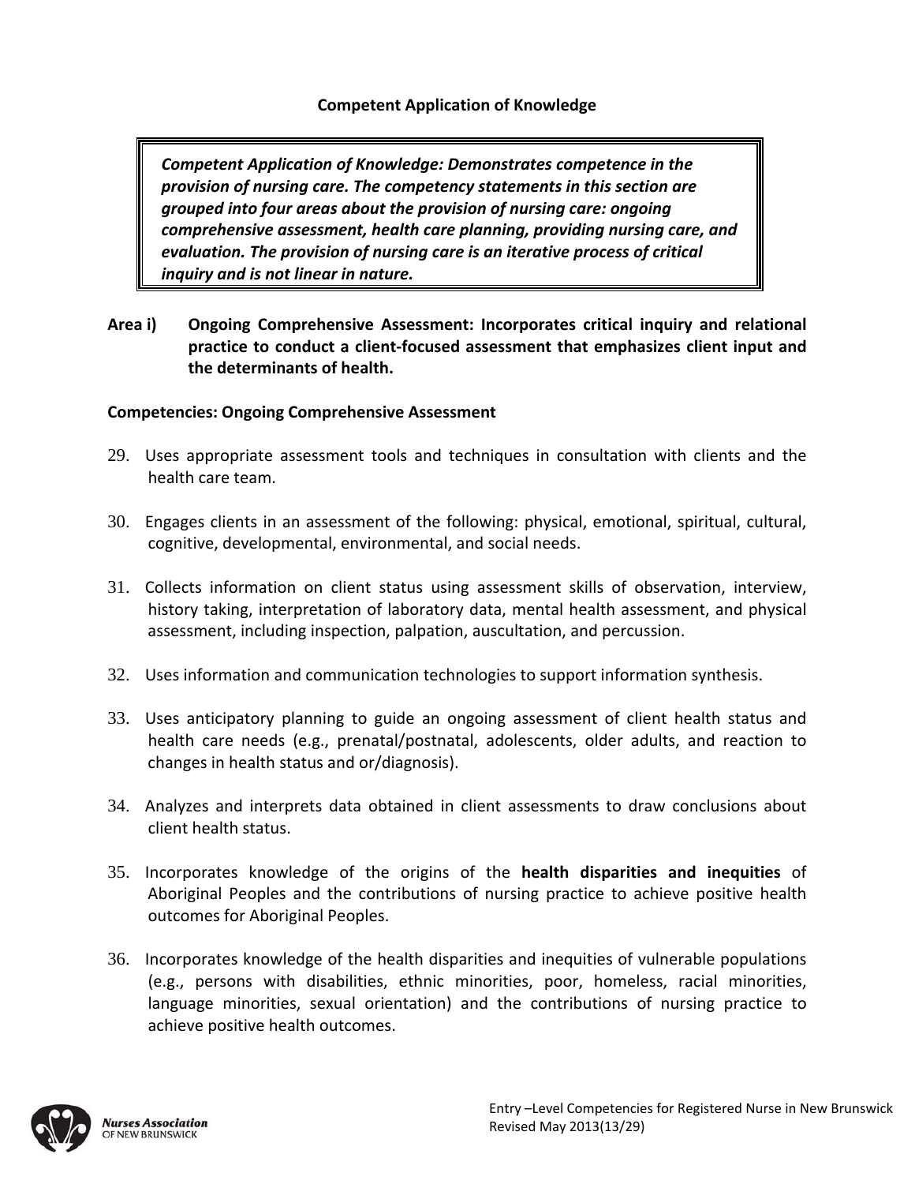## Competent Application of Knowledge

> ***Competent Application of Knowledge: Demonstrates competence in the provision of nursing care. The competency statements in this section are grouped into four areas about the provision of nursing care: ongoing comprehensive assessment, health care planning, providing nursing care, and evaluation. The provision of nursing care is an iterative process of critical inquiry and is not linear in nature.***

**Area i) Ongoing Comprehensive Assessment: Incorporates critical inquiry and relational practice to conduct a client-focused assessment that emphasizes client input and the determinants of health.**

**Competencies: Ongoing Comprehensive Assessment**

29. Uses appropriate assessment tools and techniques in consultation with clients and the health care team.

30. Engages clients in an assessment of the following: physical, emotional, spiritual, cultural, cognitive, developmental, environmental, and social needs.

31. Collects information on client status using assessment skills of observation, interview, history taking, interpretation of laboratory data, mental health assessment, and physical assessment, including inspection, palpation, auscultation, and percussion.

32. Uses information and communication technologies to support information synthesis.

33. Uses anticipatory planning to guide an ongoing assessment of client health status and health care needs (e.g., prenatal/postnatal, adolescents, older adults, and reaction to changes in health status and or/diagnosis).

34. Analyzes and interprets data obtained in client assessments to draw conclusions about client health status.

35. Incorporates knowledge of the origins of the **health disparities and inequities** of Aboriginal Peoples and the contributions of nursing practice to achieve positive health outcomes for Aboriginal Peoples.

36. Incorporates knowledge of the health disparities and inequities of vulnerable populations (e.g., persons with disabilities, ethnic minorities, poor, homeless, racial minorities, language minorities, sexual orientation) and the contributions of nursing practice to achieve positive health outcomes.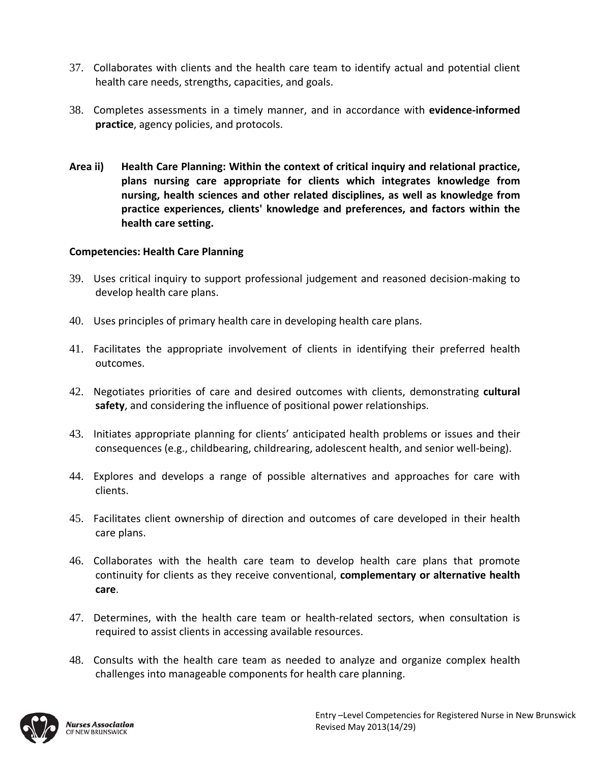37. Collaborates with clients and the health care team to identify actual and potential client health care needs, strengths, capacities, and goals.

38. Completes assessments in a timely manner, and in accordance with **evidence-informed practice**, agency policies, and protocols.

**Area ii) Health Care Planning: Within the context of critical inquiry and relational practice, plans nursing care appropriate for clients which integrates knowledge from nursing, health sciences and other related disciplines, as well as knowledge from practice experiences, clients' knowledge and preferences, and factors within the health care setting.**

**Competencies: Health Care Planning**

39. Uses critical inquiry to support professional judgement and reasoned decision-making to develop health care plans.

40. Uses principles of primary health care in developing health care plans.

41. Facilitates the appropriate involvement of clients in identifying their preferred health outcomes.

42. Negotiates priorities of care and desired outcomes with clients, demonstrating **cultural safety**, and considering the influence of positional power relationships.

43. Initiates appropriate planning for clients' anticipated health problems or issues and their consequences (e.g., childbearing, childrearing, adolescent health, and senior well-being).

44. Explores and develops a range of possible alternatives and approaches for care with clients.

45. Facilitates client ownership of direction and outcomes of care developed in their health care plans.

46. Collaborates with the health care team to develop health care plans that promote continuity for clients as they receive conventional, **complementary or alternative health care**.

47. Determines, with the health care team or health-related sectors, when consultation is required to assist clients in accessing available resources.

48. Consults with the health care team as needed to analyze and organize complex health challenges into manageable components for health care planning.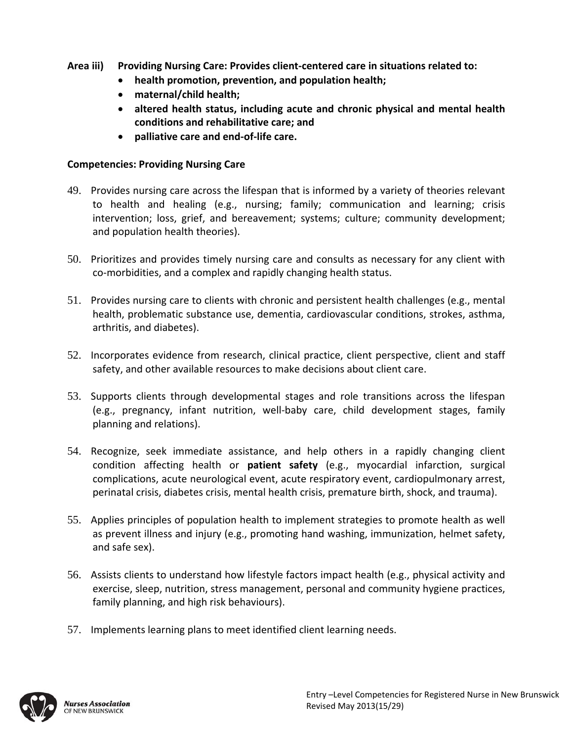**Area iii) Providing Nursing Care: Provides client-centered care in situations related to:**

- **health promotion, prevention, and population health;**
- **maternal/child health;**
- **altered health status, including acute and chronic physical and mental health conditions and rehabilitative care; and**
- **palliative care and end-of-life care.**

**Competencies: Providing Nursing Care**

49. Provides nursing care across the lifespan that is informed by a variety of theories relevant to health and healing (e.g., nursing; family; communication and learning; crisis intervention; loss, grief, and bereavement; systems; culture; community development; and population health theories).

50. Prioritizes and provides timely nursing care and consults as necessary for any client with co-morbidities, and a complex and rapidly changing health status.

51. Provides nursing care to clients with chronic and persistent health challenges (e.g., mental health, problematic substance use, dementia, cardiovascular conditions, strokes, asthma, arthritis, and diabetes).

52. Incorporates evidence from research, clinical practice, client perspective, client and staff safety, and other available resources to make decisions about client care.

53. Supports clients through developmental stages and role transitions across the lifespan (e.g., pregnancy, infant nutrition, well-baby care, child development stages, family planning and relations).

54. Recognize, seek immediate assistance, and help others in a rapidly changing client condition affecting health or **patient safety** (e.g., myocardial infarction, surgical complications, acute neurological event, acute respiratory event, cardiopulmonary arrest, perinatal crisis, diabetes crisis, mental health crisis, premature birth, shock, and trauma).

55. Applies principles of population health to implement strategies to promote health as well as prevent illness and injury (e.g., promoting hand washing, immunization, helmet safety, and safe sex).

56. Assists clients to understand how lifestyle factors impact health (e.g., physical activity and exercise, sleep, nutrition, stress management, personal and community hygiene practices, family planning, and high risk behaviours).

57. Implements learning plans to meet identified client learning needs.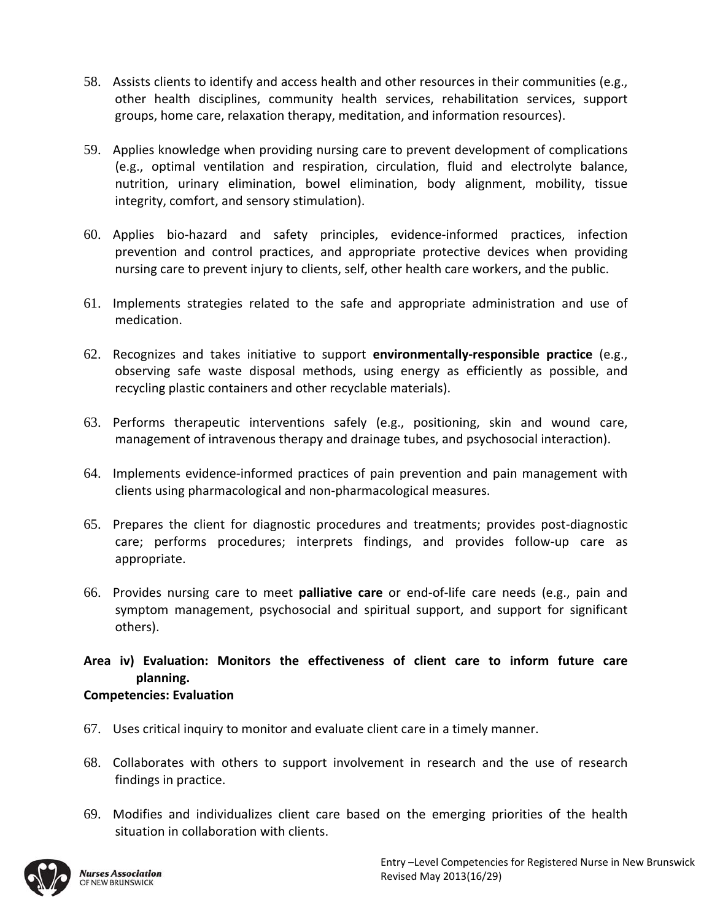58. Assists clients to identify and access health and other resources in their communities (e.g., other health disciplines, community health services, rehabilitation services, support groups, home care, relaxation therapy, meditation, and information resources).

59. Applies knowledge when providing nursing care to prevent development of complications (e.g., optimal ventilation and respiration, circulation, fluid and electrolyte balance, nutrition, urinary elimination, bowel elimination, body alignment, mobility, tissue integrity, comfort, and sensory stimulation).

60. Applies bio-hazard and safety principles, evidence-informed practices, infection prevention and control practices, and appropriate protective devices when providing nursing care to prevent injury to clients, self, other health care workers, and the public.

61. Implements strategies related to the safe and appropriate administration and use of medication.

62. Recognizes and takes initiative to support **environmentally-responsible practice** (e.g., observing safe waste disposal methods, using energy as efficiently as possible, and recycling plastic containers and other recyclable materials).

63. Performs therapeutic interventions safely (e.g., positioning, skin and wound care, management of intravenous therapy and drainage tubes, and psychosocial interaction).

64. Implements evidence-informed practices of pain prevention and pain management with clients using pharmacological and non-pharmacological measures.

65. Prepares the client for diagnostic procedures and treatments; provides post-diagnostic care; performs procedures; interprets findings, and provides follow-up care as appropriate.

66. Provides nursing care to meet **palliative care** or end-of-life care needs (e.g., pain and symptom management, psychosocial and spiritual support, and support for significant others).

**Area iv) Evaluation: Monitors the effectiveness of client care to inform future care planning.**

**Competencies: Evaluation**

67. Uses critical inquiry to monitor and evaluate client care in a timely manner.

68. Collaborates with others to support involvement in research and the use of research findings in practice.

69. Modifies and individualizes client care based on the emerging priorities of the health situation in collaboration with clients.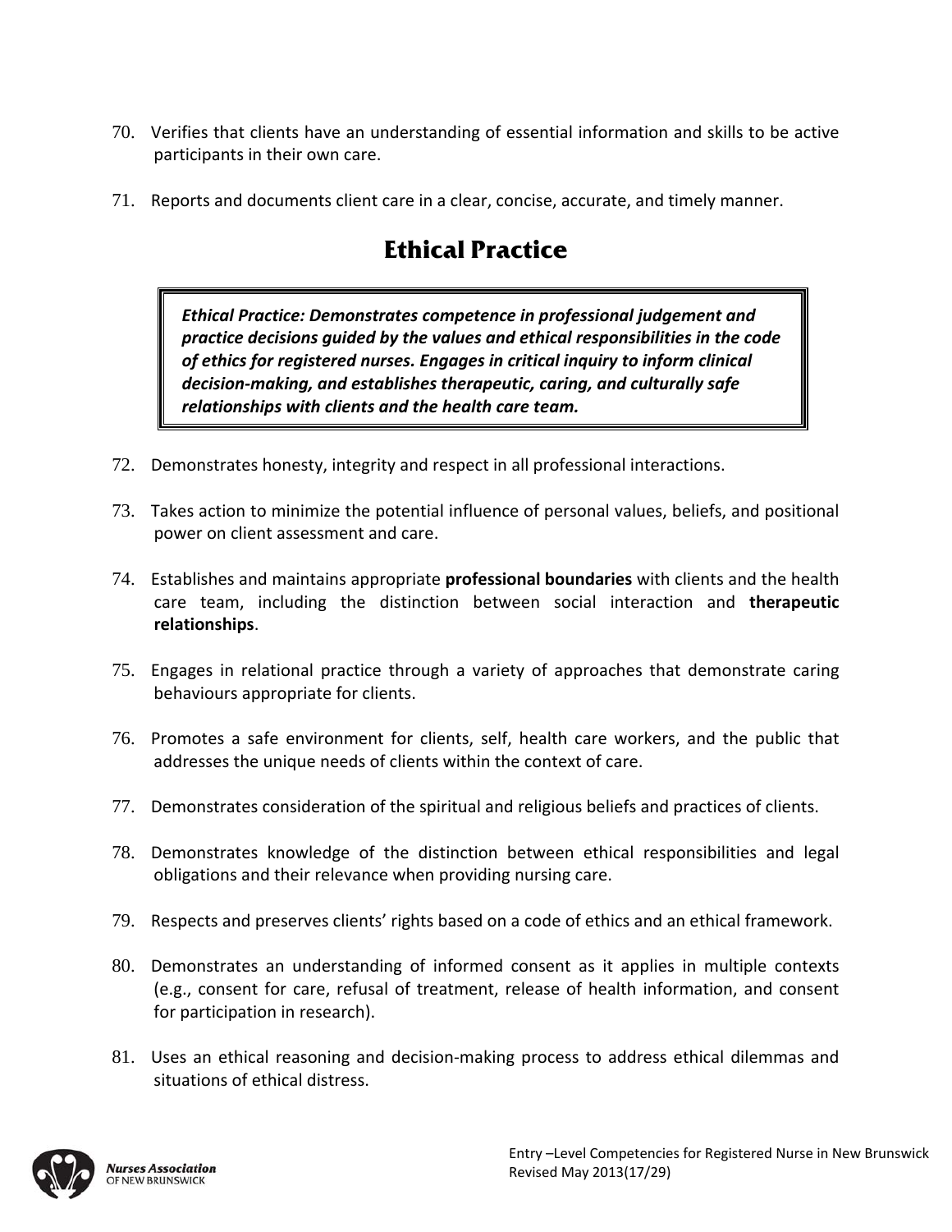70. Verifies that clients have an understanding of essential information and skills to be active participants in their own care.

71. Reports and documents client care in a clear, concise, accurate, and timely manner.

## Ethical Practice

> ***Ethical Practice: Demonstrates competence in professional judgement and practice decisions guided by the values and ethical responsibilities in the code of ethics for registered nurses. Engages in critical inquiry to inform clinical decision-making, and establishes therapeutic, caring, and culturally safe relationships with clients and the health care team.***

72. Demonstrates honesty, integrity and respect in all professional interactions.

73. Takes action to minimize the potential influence of personal values, beliefs, and positional power on client assessment and care.

74. Establishes and maintains appropriate **professional boundaries** with clients and the health care team, including the distinction between social interaction and **therapeutic relationships**.

75. Engages in relational practice through a variety of approaches that demonstrate caring behaviours appropriate for clients.

76. Promotes a safe environment for clients, self, health care workers, and the public that addresses the unique needs of clients within the context of care.

77. Demonstrates consideration of the spiritual and religious beliefs and practices of clients.

78. Demonstrates knowledge of the distinction between ethical responsibilities and legal obligations and their relevance when providing nursing care.

79. Respects and preserves clients' rights based on a code of ethics and an ethical framework.

80. Demonstrates an understanding of informed consent as it applies in multiple contexts (e.g., consent for care, refusal of treatment, release of health information, and consent for participation in research).

81. Uses an ethical reasoning and decision-making process to address ethical dilemmas and situations of ethical distress.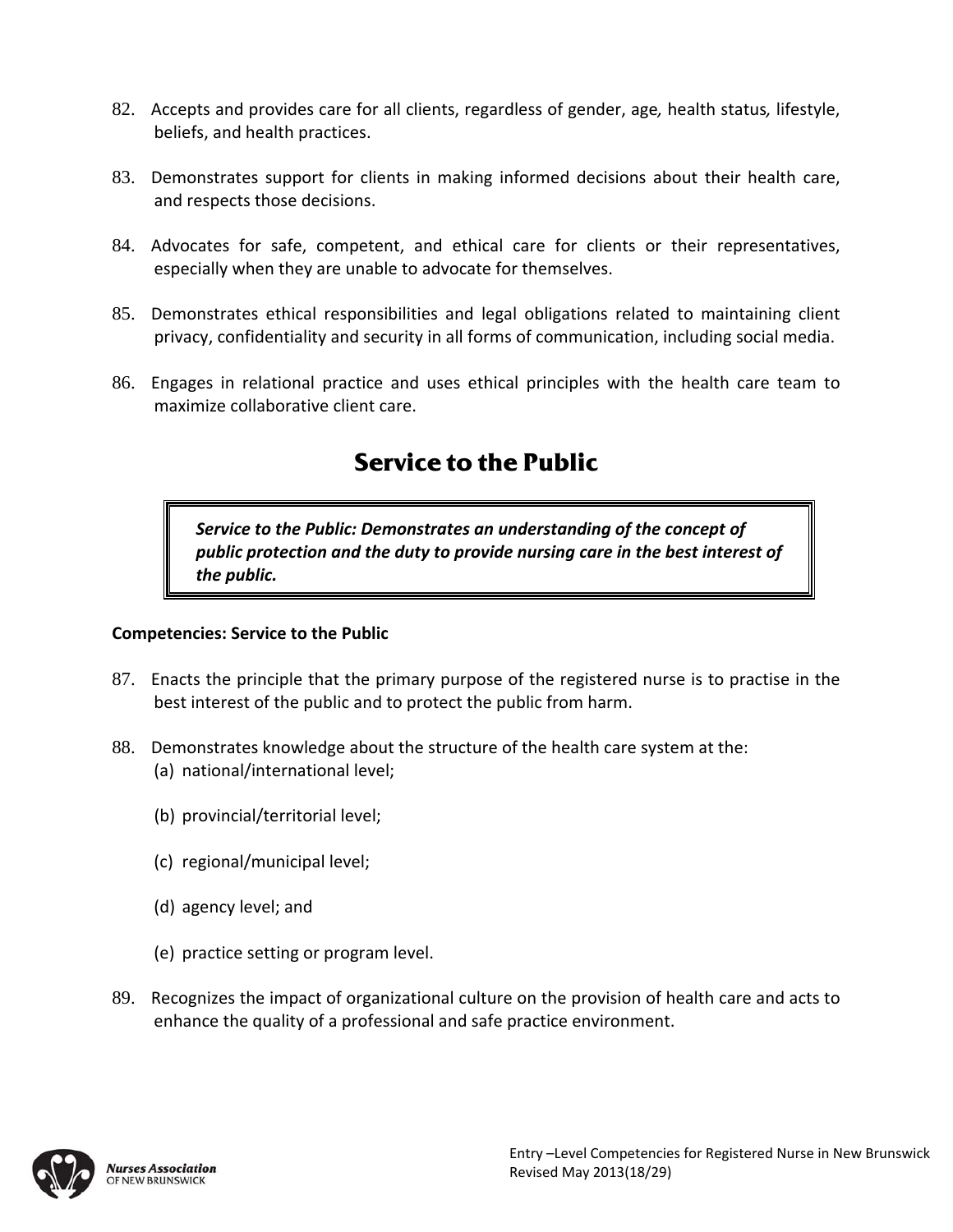82. Accepts and provides care for all clients, regardless of gender, age, health status, lifestyle, beliefs, and health practices.

83. Demonstrates support for clients in making informed decisions about their health care, and respects those decisions.

84. Advocates for safe, competent, and ethical care for clients or their representatives, especially when they are unable to advocate for themselves.

85. Demonstrates ethical responsibilities and legal obligations related to maintaining client privacy, confidentiality and security in all forms of communication, including social media.

86. Engages in relational practice and uses ethical principles with the health care team to maximize collaborative client care.

## Service to the Public

> ***Service to the Public: Demonstrates an understanding of the concept of public protection and the duty to provide nursing care in the best interest of the public.***

**Competencies: Service to the Public**

87. Enacts the principle that the primary purpose of the registered nurse is to practise in the best interest of the public and to protect the public from harm.

88. Demonstrates knowledge about the structure of the health care system at the:
    (a) national/international level;

    (b) provincial/territorial level;

    (c) regional/municipal level;

    (d) agency level; and

    (e) practice setting or program level.

89. Recognizes the impact of organizational culture on the provision of health care and acts to enhance the quality of a professional and safe practice environment.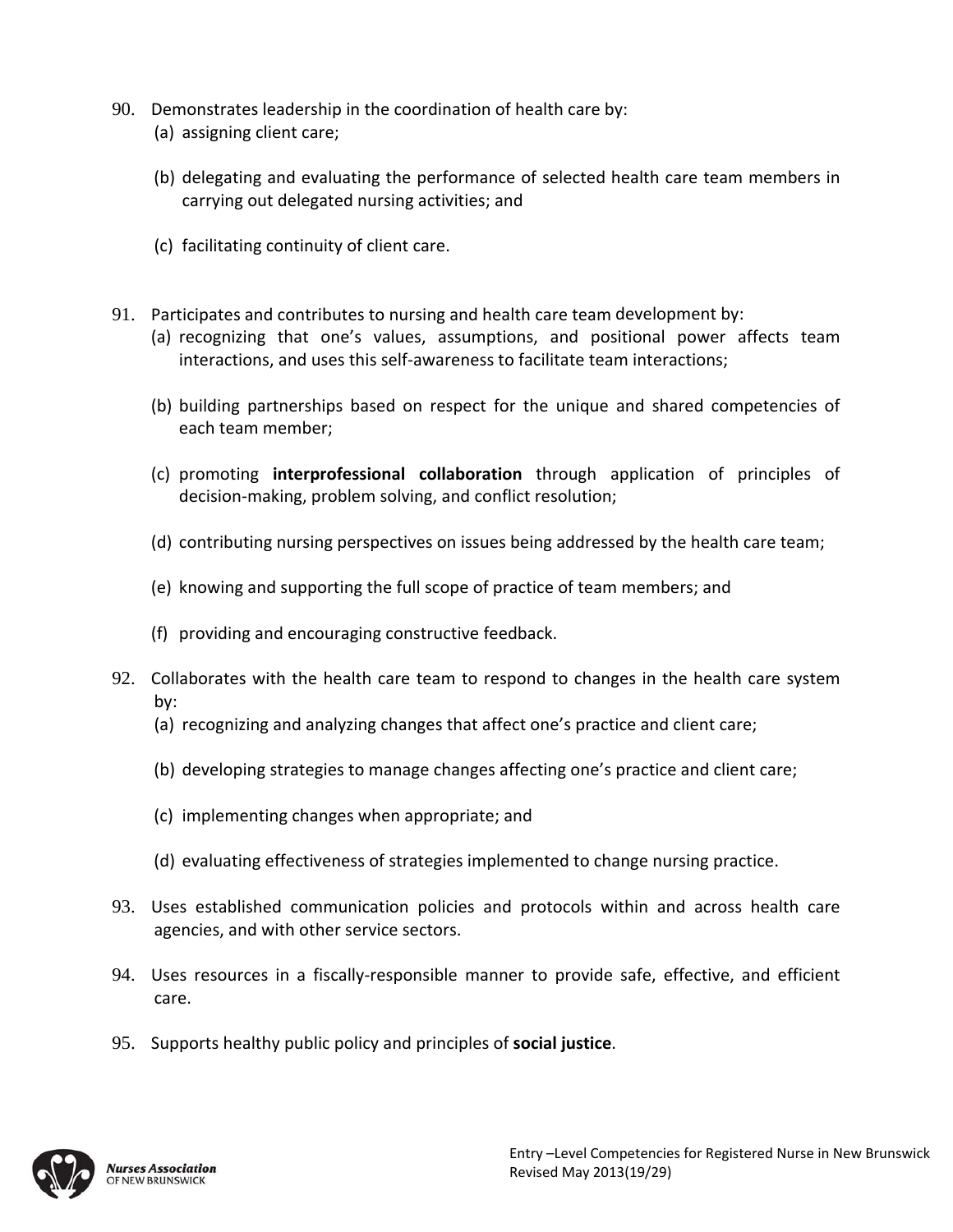90. Demonstrates leadership in the coordination of health care by:
    (a) assigning client care;

    (b) delegating and evaluating the performance of selected health care team members in carrying out delegated nursing activities; and

    (c) facilitating continuity of client care.

91. Participates and contributes to nursing and health care team development by:
    (a) recognizing that one's values, assumptions, and positional power affects team interactions, and uses this self-awareness to facilitate team interactions;

    (b) building partnerships based on respect for the unique and shared competencies of each team member;

    (c) promoting **interprofessional collaboration** through application of principles of decision-making, problem solving, and conflict resolution;

    (d) contributing nursing perspectives on issues being addressed by the health care team;

    (e) knowing and supporting the full scope of practice of team members; and

    (f) providing and encouraging constructive feedback.

92. Collaborates with the health care team to respond to changes in the health care system by:
    (a) recognizing and analyzing changes that affect one's practice and client care;

    (b) developing strategies to manage changes affecting one's practice and client care;

    (c) implementing changes when appropriate; and

    (d) evaluating effectiveness of strategies implemented to change nursing practice.

93. Uses established communication policies and protocols within and across health care agencies, and with other service sectors.

94. Uses resources in a fiscally-responsible manner to provide safe, effective, and efficient care.

95. Supports healthy public policy and principles of **social justice**.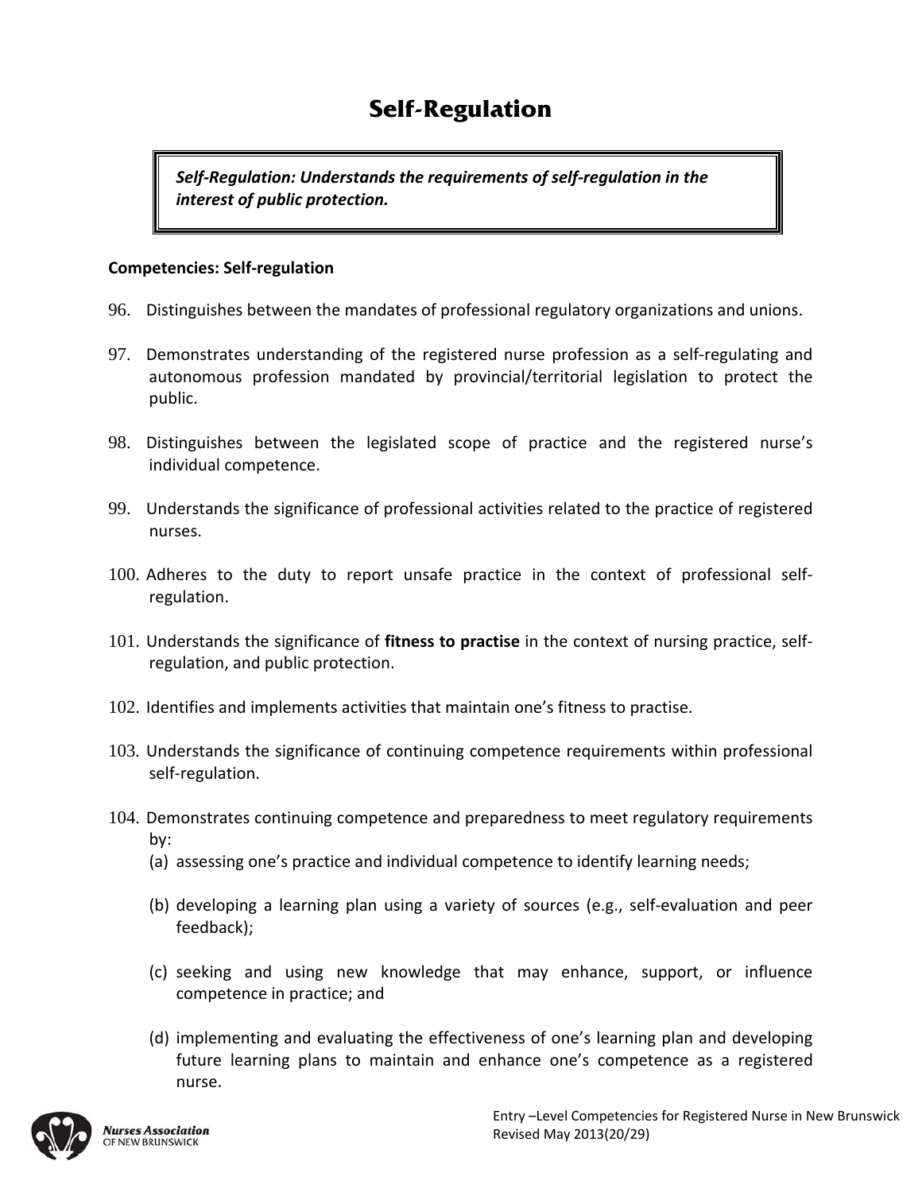# Self-Regulation

> ***Self-Regulation: Understands the requirements of self-regulation in the interest of public protection.***

**Competencies: Self-regulation**

96. Distinguishes between the mandates of professional regulatory organizations and unions.

97. Demonstrates understanding of the registered nurse profession as a self-regulating and autonomous profession mandated by provincial/territorial legislation to protect the public.

98. Distinguishes between the legislated scope of practice and the registered nurse's individual competence.

99. Understands the significance of professional activities related to the practice of registered nurses.

100. Adheres to the duty to report unsafe practice in the context of professional self-regulation.

101. Understands the significance of **fitness to practise** in the context of nursing practice, self-regulation, and public protection.

102. Identifies and implements activities that maintain one's fitness to practise.

103. Understands the significance of continuing competence requirements within professional self-regulation.

104. Demonstrates continuing competence and preparedness to meet regulatory requirements by:
    (a) assessing one's practice and individual competence to identify learning needs;

    (b) developing a learning plan using a variety of sources (e.g., self-evaluation and peer feedback);

    (c) seeking and using new knowledge that may enhance, support, or influence competence in practice; and

    (d) implementing and evaluating the effectiveness of one's learning plan and developing future learning plans to maintain and enhance one's competence as a registered nurse.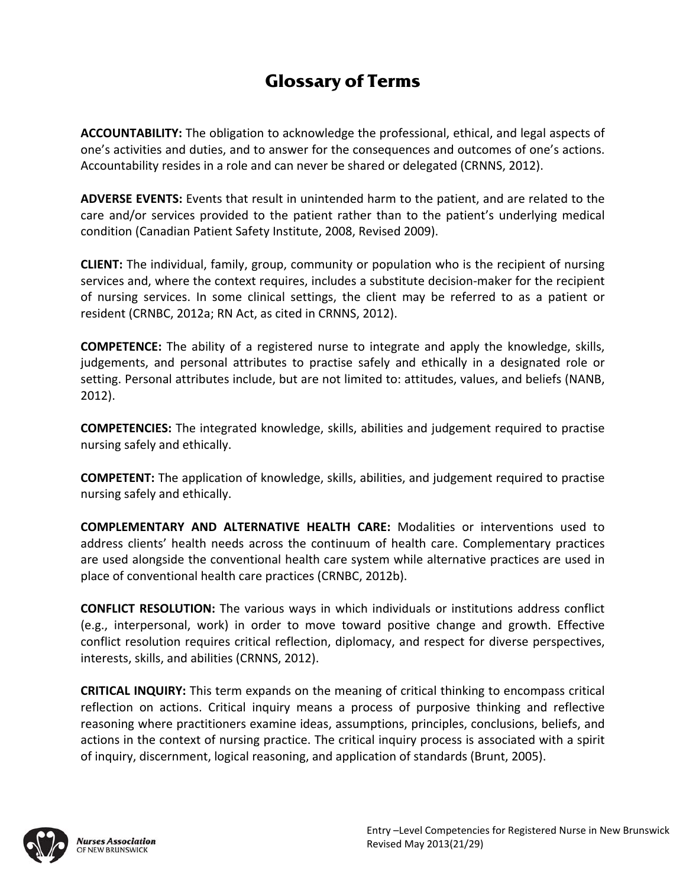# Glossary of Terms

**ACCOUNTABILITY:** The obligation to acknowledge the professional, ethical, and legal aspects of one's activities and duties, and to answer for the consequences and outcomes of one's actions. Accountability resides in a role and can never be shared or delegated (CRNNS, 2012).

**ADVERSE EVENTS:** Events that result in unintended harm to the patient, and are related to the care and/or services provided to the patient rather than to the patient's underlying medical condition (Canadian Patient Safety Institute, 2008, Revised 2009).

**CLIENT:** The individual, family, group, community or population who is the recipient of nursing services and, where the context requires, includes a substitute decision-maker for the recipient of nursing services. In some clinical settings, the client may be referred to as a patient or resident (CRNBC, 2012a; RN Act, as cited in CRNNS, 2012).

**COMPETENCE:** The ability of a registered nurse to integrate and apply the knowledge, skills, judgements, and personal attributes to practise safely and ethically in a designated role or setting. Personal attributes include, but are not limited to: attitudes, values, and beliefs (NANB, 2012).

**COMPETENCIES:** The integrated knowledge, skills, abilities and judgement required to practise nursing safely and ethically.

**COMPETENT:** The application of knowledge, skills, abilities, and judgement required to practise nursing safely and ethically.

**COMPLEMENTARY AND ALTERNATIVE HEALTH CARE:** Modalities or interventions used to address clients' health needs across the continuum of health care. Complementary practices are used alongside the conventional health care system while alternative practices are used in place of conventional health care practices (CRNBC, 2012b).

**CONFLICT RESOLUTION:** The various ways in which individuals or institutions address conflict (e.g., interpersonal, work) in order to move toward positive change and growth. Effective conflict resolution requires critical reflection, diplomacy, and respect for diverse perspectives, interests, skills, and abilities (CRNNS, 2012).

**CRITICAL INQUIRY:** This term expands on the meaning of critical thinking to encompass critical reflection on actions. Critical inquiry means a process of purposive thinking and reflective reasoning where practitioners examine ideas, assumptions, principles, conclusions, beliefs, and actions in the context of nursing practice. The critical inquiry process is associated with a spirit of inquiry, discernment, logical reasoning, and application of standards (Brunt, 2005).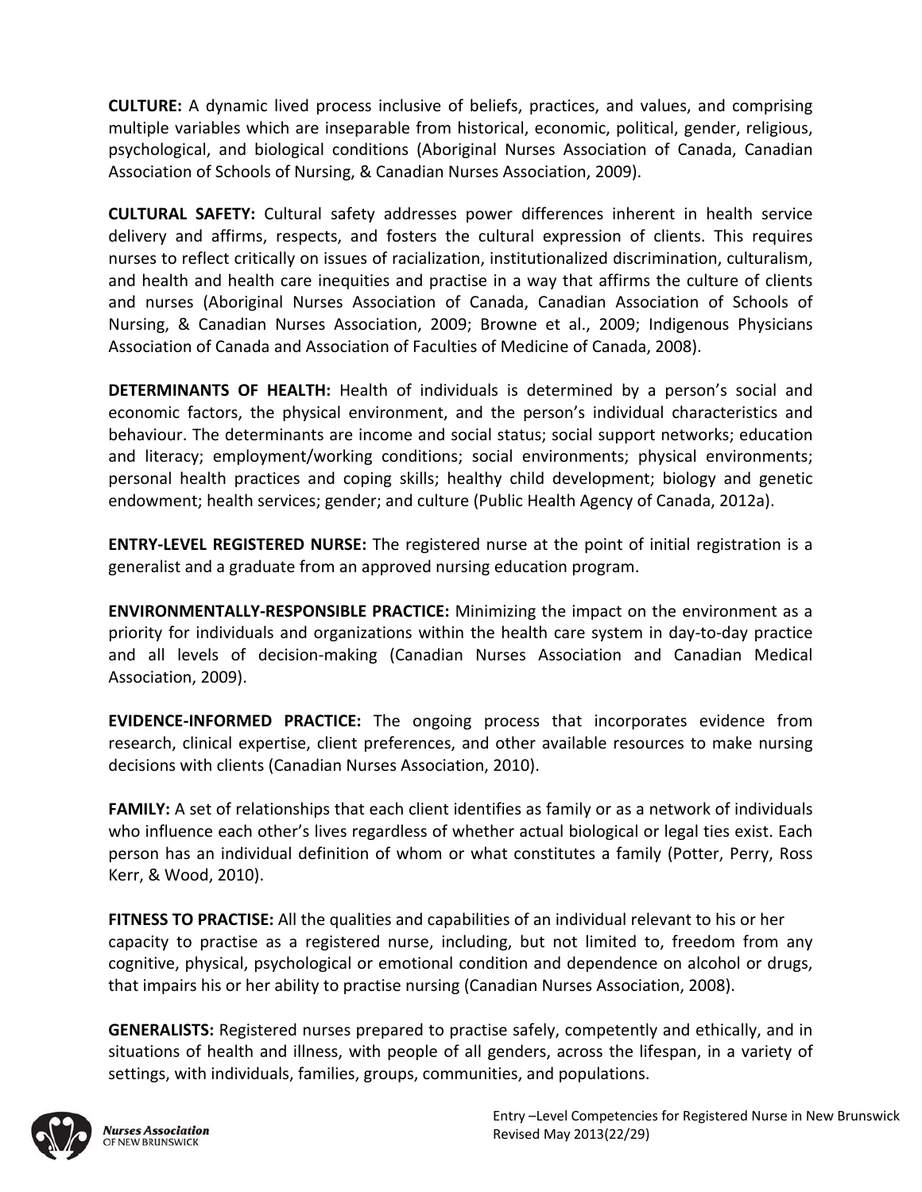**CULTURE:** A dynamic lived process inclusive of beliefs, practices, and values, and comprising multiple variables which are inseparable from historical, economic, political, gender, religious, psychological, and biological conditions (Aboriginal Nurses Association of Canada, Canadian Association of Schools of Nursing, & Canadian Nurses Association, 2009).

**CULTURAL SAFETY:** Cultural safety addresses power differences inherent in health service delivery and affirms, respects, and fosters the cultural expression of clients. This requires nurses to reflect critically on issues of racialization, institutionalized discrimination, culturalism, and health and health care inequities and practise in a way that affirms the culture of clients and nurses (Aboriginal Nurses Association of Canada, Canadian Association of Schools of Nursing, & Canadian Nurses Association, 2009; Browne et al., 2009; Indigenous Physicians Association of Canada and Association of Faculties of Medicine of Canada, 2008).

**DETERMINANTS OF HEALTH:** Health of individuals is determined by a person's social and economic factors, the physical environment, and the person's individual characteristics and behaviour. The determinants are income and social status; social support networks; education and literacy; employment/working conditions; social environments; physical environments; personal health practices and coping skills; healthy child development; biology and genetic endowment; health services; gender; and culture (Public Health Agency of Canada, 2012a).

**ENTRY-LEVEL REGISTERED NURSE:** The registered nurse at the point of initial registration is a generalist and a graduate from an approved nursing education program.

**ENVIRONMENTALLY-RESPONSIBLE PRACTICE:** Minimizing the impact on the environment as a priority for individuals and organizations within the health care system in day-to-day practice and all levels of decision-making (Canadian Nurses Association and Canadian Medical Association, 2009).

**EVIDENCE-INFORMED PRACTICE:** The ongoing process that incorporates evidence from research, clinical expertise, client preferences, and other available resources to make nursing decisions with clients (Canadian Nurses Association, 2010).

**FAMILY:** A set of relationships that each client identifies as family or as a network of individuals who influence each other's lives regardless of whether actual biological or legal ties exist. Each person has an individual definition of whom or what constitutes a family (Potter, Perry, Ross Kerr, & Wood, 2010).

**FITNESS TO PRACTISE:** All the qualities and capabilities of an individual relevant to his or her capacity to practise as a registered nurse, including, but not limited to, freedom from any cognitive, physical, psychological or emotional condition and dependence on alcohol or drugs, that impairs his or her ability to practise nursing (Canadian Nurses Association, 2008).

**GENERALISTS:** Registered nurses prepared to practise safely, competently and ethically, and in situations of health and illness, with people of all genders, across the lifespan, in a variety of settings, with individuals, families, groups, communities, and populations.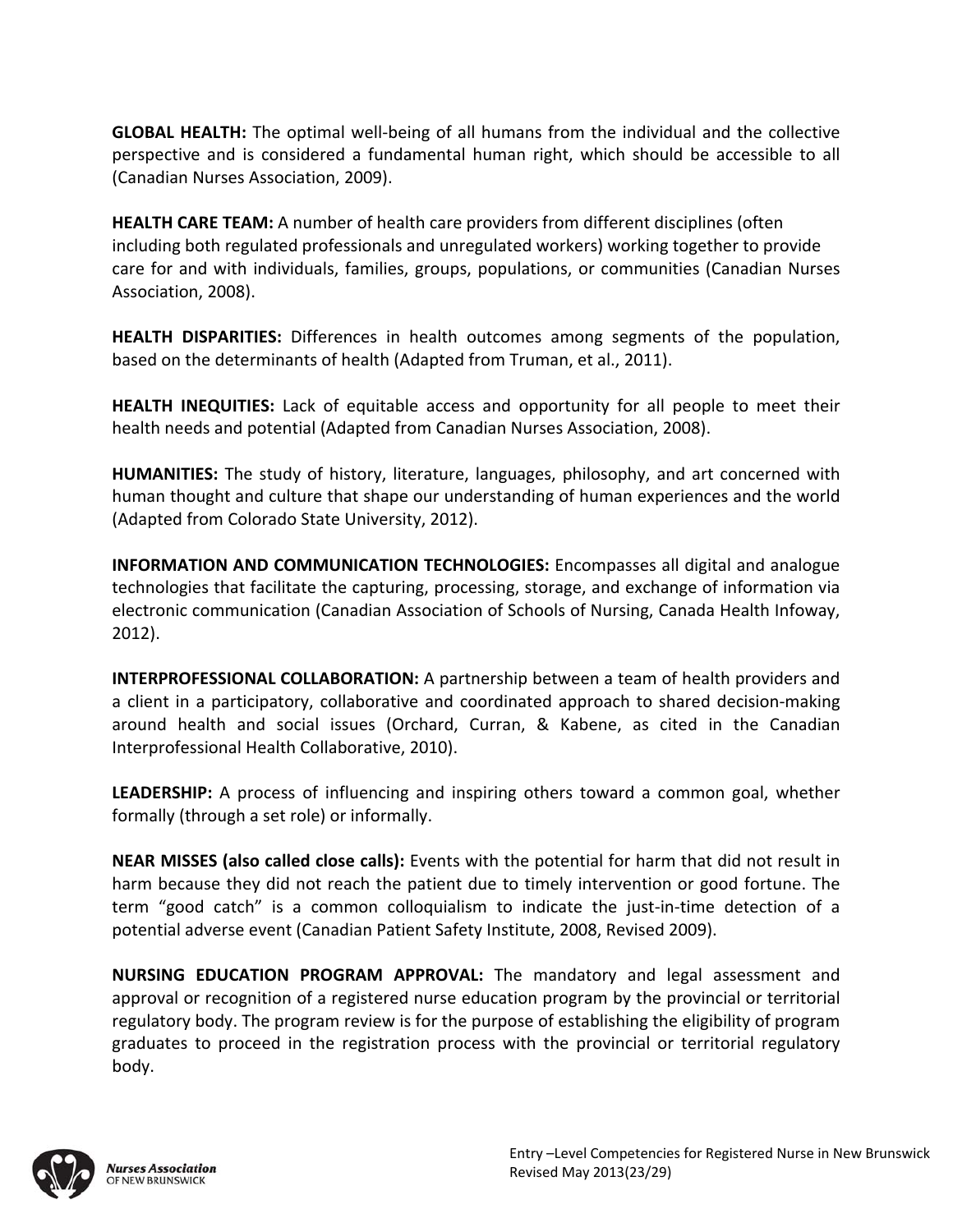**GLOBAL HEALTH:** The optimal well-being of all humans from the individual and the collective perspective and is considered a fundamental human right, which should be accessible to all (Canadian Nurses Association, 2009).

**HEALTH CARE TEAM:** A number of health care providers from different disciplines (often including both regulated professionals and unregulated workers) working together to provide care for and with individuals, families, groups, populations, or communities (Canadian Nurses Association, 2008).

**HEALTH DISPARITIES:** Differences in health outcomes among segments of the population, based on the determinants of health (Adapted from Truman, et al., 2011).

**HEALTH INEQUITIES:** Lack of equitable access and opportunity for all people to meet their health needs and potential (Adapted from Canadian Nurses Association, 2008).

**HUMANITIES:** The study of history, literature, languages, philosophy, and art concerned with human thought and culture that shape our understanding of human experiences and the world (Adapted from Colorado State University, 2012).

**INFORMATION AND COMMUNICATION TECHNOLOGIES:** Encompasses all digital and analogue technologies that facilitate the capturing, processing, storage, and exchange of information via electronic communication (Canadian Association of Schools of Nursing, Canada Health Infoway, 2012).

**INTERPROFESSIONAL COLLABORATION:** A partnership between a team of health providers and a client in a participatory, collaborative and coordinated approach to shared decision-making around health and social issues (Orchard, Curran, & Kabene, as cited in the Canadian Interprofessional Health Collaborative, 2010).

**LEADERSHIP:** A process of influencing and inspiring others toward a common goal, whether formally (through a set role) or informally.

**NEAR MISSES (also called close calls):** Events with the potential for harm that did not result in harm because they did not reach the patient due to timely intervention or good fortune. The term "good catch" is a common colloquialism to indicate the just-in-time detection of a potential adverse event (Canadian Patient Safety Institute, 2008, Revised 2009).

**NURSING EDUCATION PROGRAM APPROVAL:** The mandatory and legal assessment and approval or recognition of a registered nurse education program by the provincial or territorial regulatory body. The program review is for the purpose of establishing the eligibility of program graduates to proceed in the registration process with the provincial or territorial regulatory body.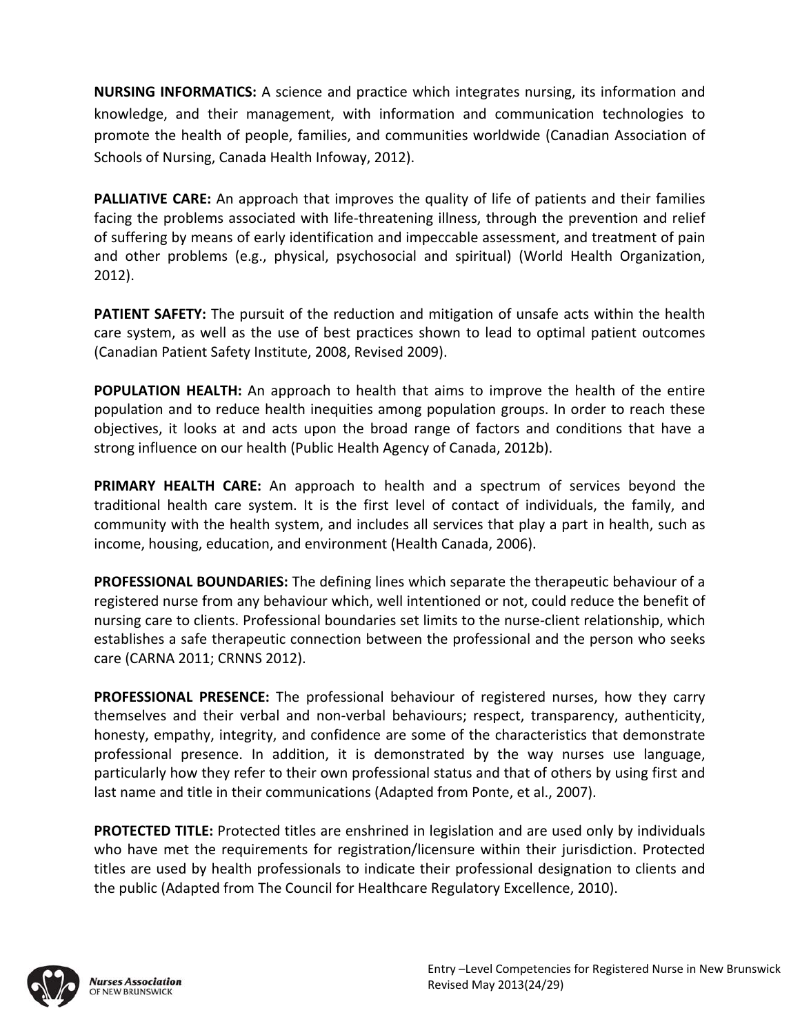**NURSING INFORMATICS:** A science and practice which integrates nursing, its information and knowledge, and their management, with information and communication technologies to promote the health of people, families, and communities worldwide (Canadian Association of Schools of Nursing, Canada Health Infoway, 2012).

**PALLIATIVE CARE:** An approach that improves the quality of life of patients and their families facing the problems associated with life-threatening illness, through the prevention and relief of suffering by means of early identification and impeccable assessment, and treatment of pain and other problems (e.g., physical, psychosocial and spiritual) (World Health Organization, 2012).

**PATIENT SAFETY:** The pursuit of the reduction and mitigation of unsafe acts within the health care system, as well as the use of best practices shown to lead to optimal patient outcomes (Canadian Patient Safety Institute, 2008, Revised 2009).

**POPULATION HEALTH:** An approach to health that aims to improve the health of the entire population and to reduce health inequities among population groups. In order to reach these objectives, it looks at and acts upon the broad range of factors and conditions that have a strong influence on our health (Public Health Agency of Canada, 2012b).

**PRIMARY HEALTH CARE:** An approach to health and a spectrum of services beyond the traditional health care system. It is the first level of contact of individuals, the family, and community with the health system, and includes all services that play a part in health, such as income, housing, education, and environment (Health Canada, 2006).

**PROFESSIONAL BOUNDARIES:** The defining lines which separate the therapeutic behaviour of a registered nurse from any behaviour which, well intentioned or not, could reduce the benefit of nursing care to clients. Professional boundaries set limits to the nurse-client relationship, which establishes a safe therapeutic connection between the professional and the person who seeks care (CARNA 2011; CRNNS 2012).

**PROFESSIONAL PRESENCE:** The professional behaviour of registered nurses, how they carry themselves and their verbal and non-verbal behaviours; respect, transparency, authenticity, honesty, empathy, integrity, and confidence are some of the characteristics that demonstrate professional presence. In addition, it is demonstrated by the way nurses use language, particularly how they refer to their own professional status and that of others by using first and last name and title in their communications (Adapted from Ponte, et al., 2007).

**PROTECTED TITLE:** Protected titles are enshrined in legislation and are used only by individuals who have met the requirements for registration/licensure within their jurisdiction. Protected titles are used by health professionals to indicate their professional designation to clients and the public (Adapted from The Council for Healthcare Regulatory Excellence, 2010).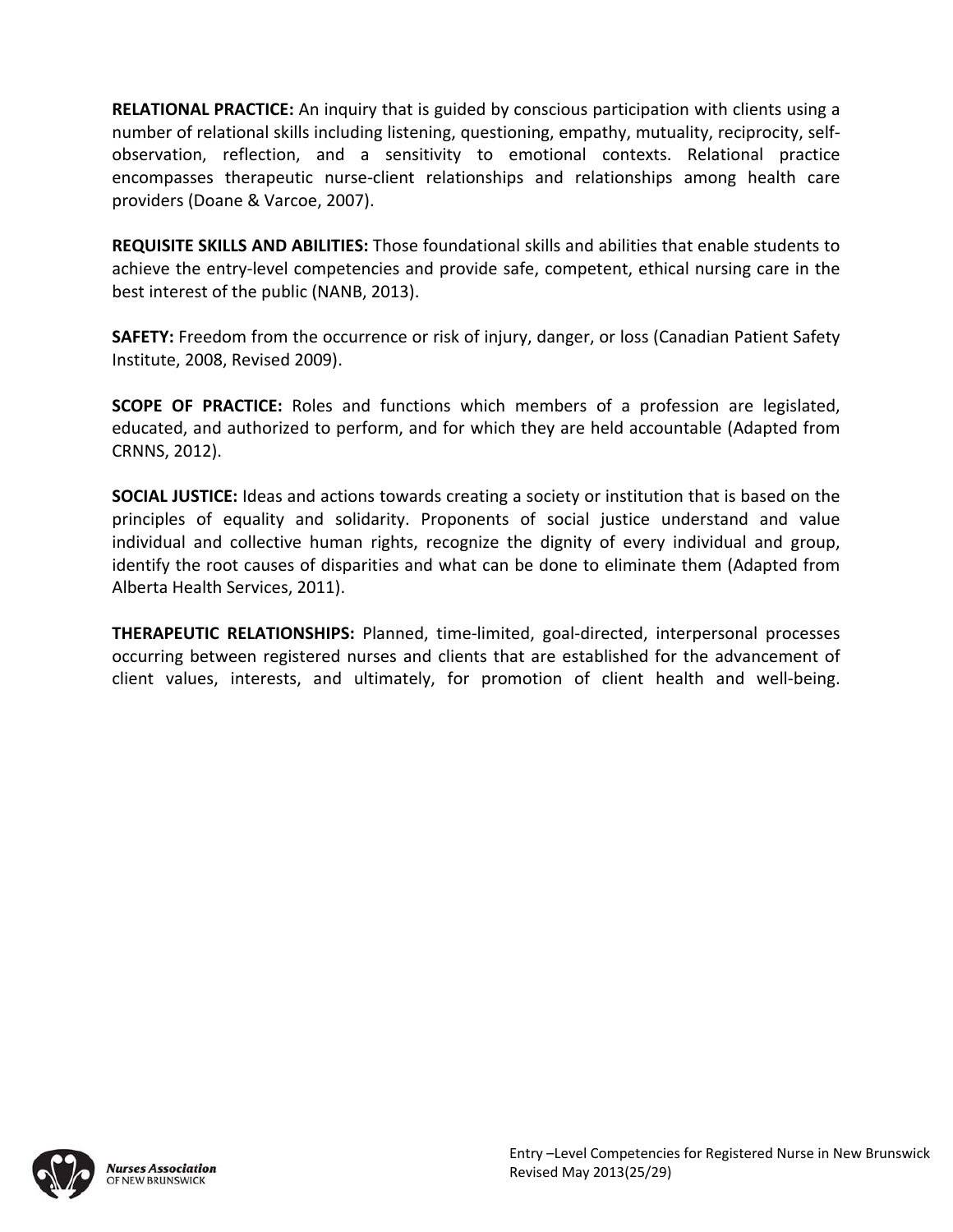**RELATIONAL PRACTICE:** An inquiry that is guided by conscious participation with clients using a number of relational skills including listening, questioning, empathy, mutuality, reciprocity, self-observation, reflection, and a sensitivity to emotional contexts. Relational practice encompasses therapeutic nurse-client relationships and relationships among health care providers (Doane & Varcoe, 2007).

**REQUISITE SKILLS AND ABILITIES:** Those foundational skills and abilities that enable students to achieve the entry-level competencies and provide safe, competent, ethical nursing care in the best interest of the public (NANB, 2013).

**SAFETY:** Freedom from the occurrence or risk of injury, danger, or loss (Canadian Patient Safety Institute, 2008, Revised 2009).

**SCOPE OF PRACTICE:** Roles and functions which members of a profession are legislated, educated, and authorized to perform, and for which they are held accountable (Adapted from CRNNS, 2012).

**SOCIAL JUSTICE:** Ideas and actions towards creating a society or institution that is based on the principles of equality and solidarity. Proponents of social justice understand and value individual and collective human rights, recognize the dignity of every individual and group, identify the root causes of disparities and what can be done to eliminate them (Adapted from Alberta Health Services, 2011).

**THERAPEUTIC RELATIONSHIPS:** Planned, time-limited, goal-directed, interpersonal processes occurring between registered nurses and clients that are established for the advancement of client values, interests, and ultimately, for promotion of client health and well-being.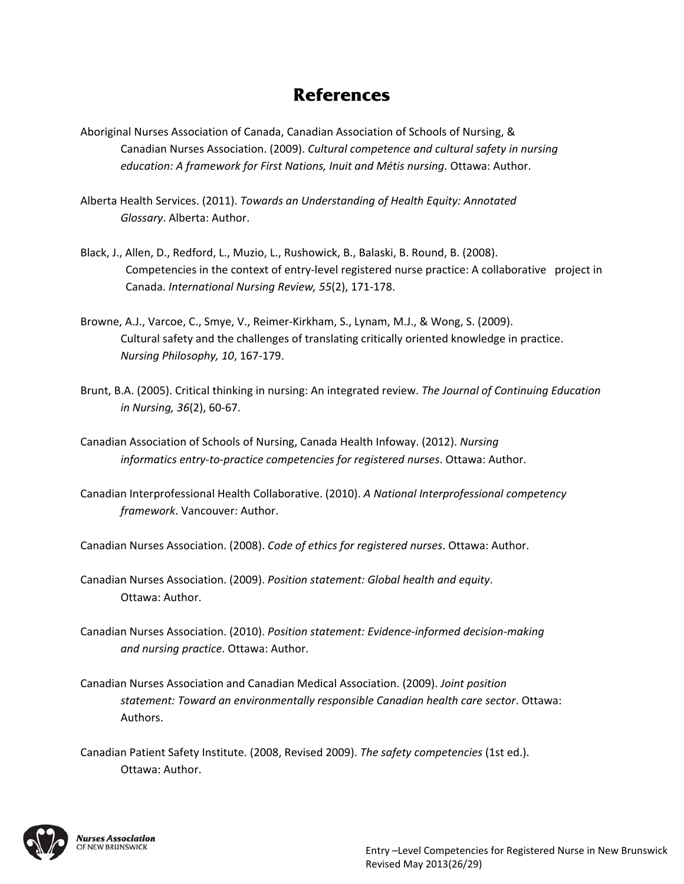# References

Aboriginal Nurses Association of Canada, Canadian Association of Schools of Nursing, & Canadian Nurses Association. (2009). *Cultural competence and cultural safety in nursing education: A framework for First Nations, Inuit and Métis nursing*. Ottawa: Author.

Alberta Health Services. (2011). *Towards an Understanding of Health Equity: Annotated Glossary*. Alberta: Author.

Black, J., Allen, D., Redford, L., Muzio, L., Rushowick, B., Balaski, B. Round, B. (2008). Competencies in the context of entry-level registered nurse practice: A collaborative project in Canada. *International Nursing Review, 55*(2), 171-178.

Browne, A.J., Varcoe, C., Smye, V., Reimer-Kirkham, S., Lynam, M.J., & Wong, S. (2009). Cultural safety and the challenges of translating critically oriented knowledge in practice. *Nursing Philosophy, 10*, 167-179.

Brunt, B.A. (2005). Critical thinking in nursing: An integrated review. *The Journal of Continuing Education in Nursing, 36*(2), 60-67.

Canadian Association of Schools of Nursing, Canada Health Infoway. (2012). *Nursing informatics entry-to-practice competencies for registered nurses*. Ottawa: Author.

Canadian Interprofessional Health Collaborative. (2010). *A National Interprofessional competency framework*. Vancouver: Author.

Canadian Nurses Association. (2008). *Code of ethics for registered nurses*. Ottawa: Author.

Canadian Nurses Association. (2009). *Position statement: Global health and equity*. Ottawa: Author.

Canadian Nurses Association. (2010). *Position statement: Evidence-informed decision-making and nursing practice*. Ottawa: Author.

Canadian Nurses Association and Canadian Medical Association. (2009). *Joint position statement: Toward an environmentally responsible Canadian health care sector*. Ottawa: Authors.

Canadian Patient Safety Institute. (2008, Revised 2009). *The safety competencies* (1st ed.). Ottawa: Author.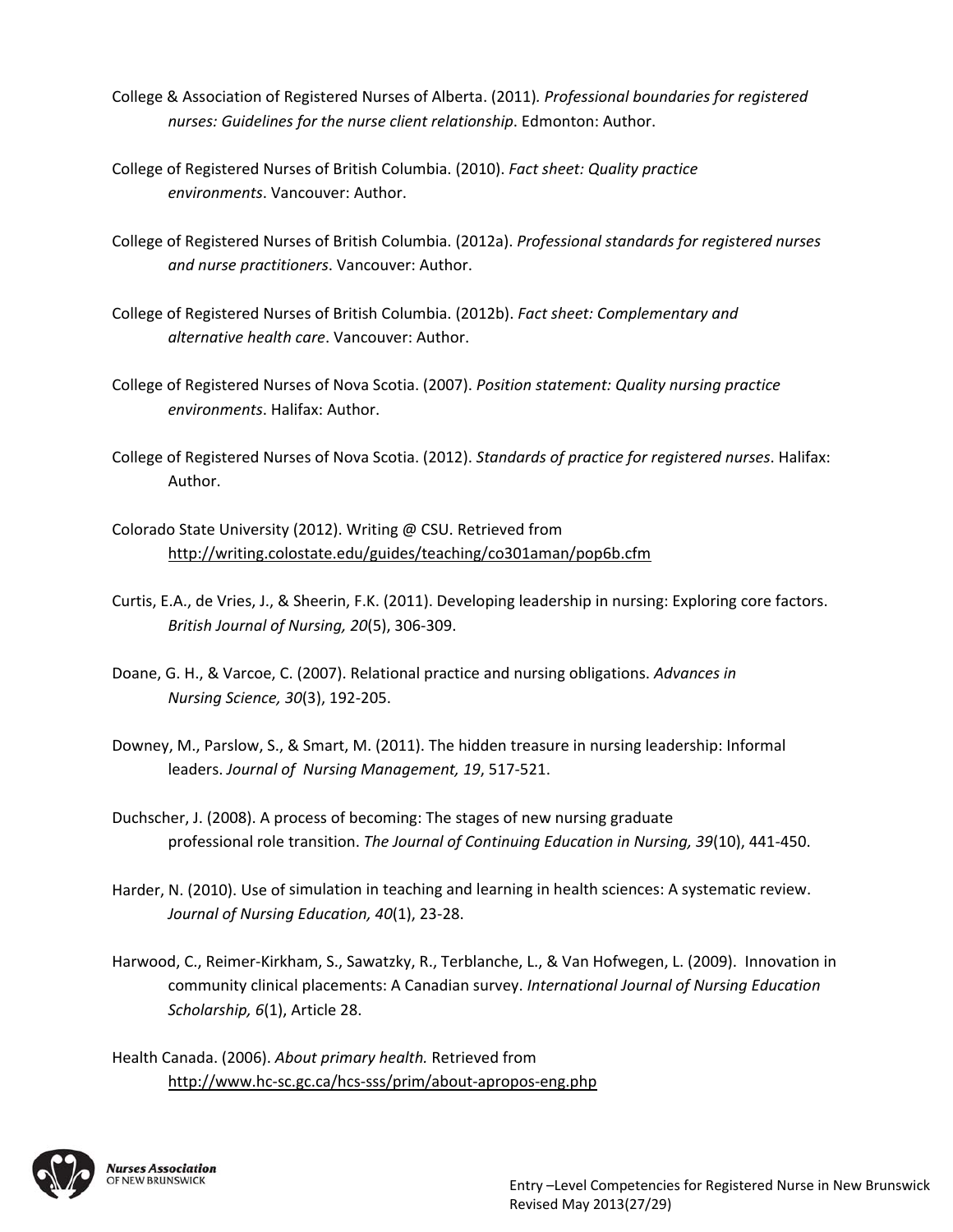College & Association of Registered Nurses of Alberta. (2011). *Professional boundaries for registered nurses: Guidelines for the nurse client relationship*. Edmonton: Author.

College of Registered Nurses of British Columbia. (2010). *Fact sheet: Quality practice environments*. Vancouver: Author.

College of Registered Nurses of British Columbia. (2012a). *Professional standards for registered nurses and nurse practitioners*. Vancouver: Author.

College of Registered Nurses of British Columbia. (2012b). *Fact sheet: Complementary and alternative health care*. Vancouver: Author.

College of Registered Nurses of Nova Scotia. (2007). *Position statement: Quality nursing practice environments*. Halifax: Author.

College of Registered Nurses of Nova Scotia. (2012). *Standards of practice for registered nurses*. Halifax: Author.

Colorado State University (2012). Writing @ CSU. Retrieved from http://writing.colostate.edu/guides/teaching/co301aman/pop6b.cfm

Curtis, E.A., de Vries, J., & Sheerin, F.K. (2011). Developing leadership in nursing: Exploring core factors. *British Journal of Nursing, 20*(5), 306-309.

Doane, G. H., & Varcoe, C. (2007). Relational practice and nursing obligations. *Advances in Nursing Science, 30*(3), 192-205.

Downey, M., Parslow, S., & Smart, M. (2011). The hidden treasure in nursing leadership: Informal leaders. *Journal of Nursing Management, 19*, 517-521.

Duchscher, J. (2008). A process of becoming: The stages of new nursing graduate professional role transition. *The Journal of Continuing Education in Nursing, 39*(10), 441-450.

Harder, N. (2010). Use of simulation in teaching and learning in health sciences: A systematic review. *Journal of Nursing Education, 40*(1), 23-28.

Harwood, C., Reimer-Kirkham, S., Sawatzky, R., Terblanche, L., & Van Hofwegen, L. (2009). Innovation in community clinical placements: A Canadian survey. *International Journal of Nursing Education Scholarship, 6*(1), Article 28.

Health Canada. (2006). *About primary health.* Retrieved from http://www.hc-sc.gc.ca/hcs-sss/prim/about-apropos-eng.php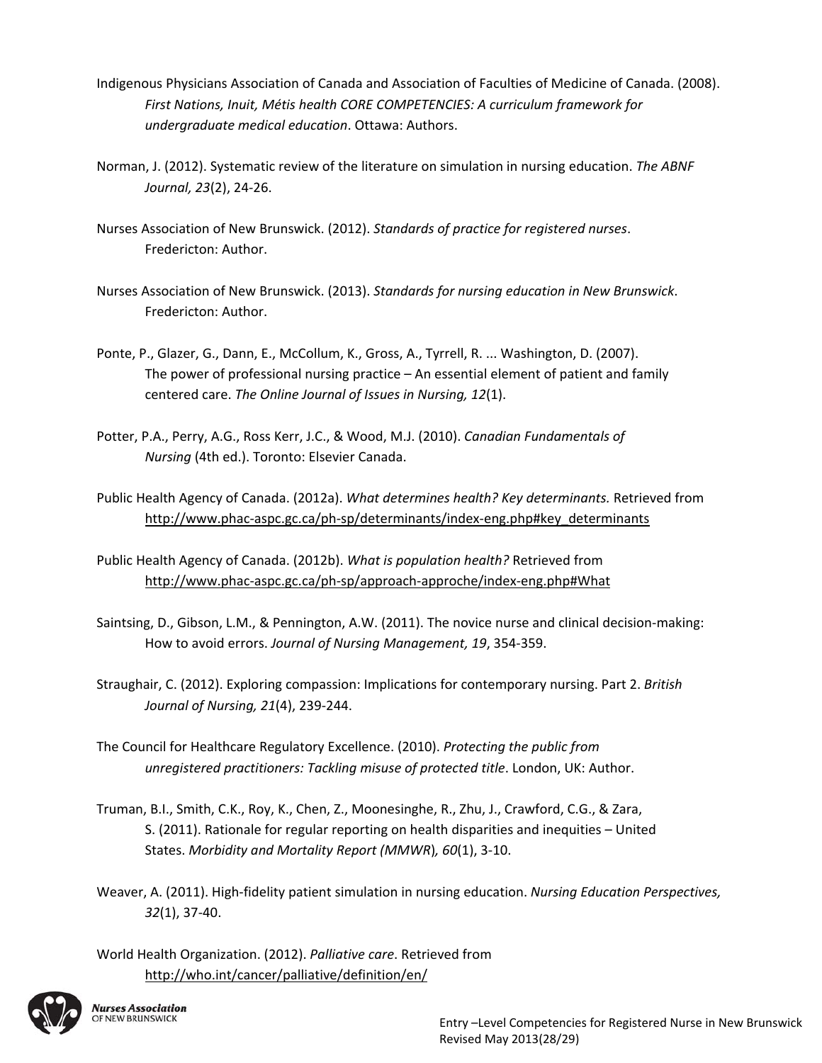Indigenous Physicians Association of Canada and Association of Faculties of Medicine of Canada. (2008). *First Nations, Inuit, Métis health CORE COMPETENCIES: A curriculum framework for undergraduate medical education*. Ottawa: Authors.

Norman, J. (2012). Systematic review of the literature on simulation in nursing education. *The ABNF Journal, 23*(2), 24-26.

Nurses Association of New Brunswick. (2012). *Standards of practice for registered nurses*. Fredericton: Author.

Nurses Association of New Brunswick. (2013). *Standards for nursing education in New Brunswick*. Fredericton: Author.

Ponte, P., Glazer, G., Dann, E., McCollum, K., Gross, A., Tyrrell, R. ... Washington, D. (2007). The power of professional nursing practice – An essential element of patient and family centered care. *The Online Journal of Issues in Nursing, 12*(1).

Potter, P.A., Perry, A.G., Ross Kerr, J.C., & Wood, M.J. (2010). *Canadian Fundamentals of Nursing* (4th ed.). Toronto: Elsevier Canada.

Public Health Agency of Canada. (2012a). *What determines health? Key determinants.* Retrieved from http://www.phac-aspc.gc.ca/ph-sp/determinants/index-eng.php#key_determinants

Public Health Agency of Canada. (2012b). *What is population health?* Retrieved from http://www.phac-aspc.gc.ca/ph-sp/approach-approche/index-eng.php#What

Saintsing, D., Gibson, L.M., & Pennington, A.W. (2011). The novice nurse and clinical decision-making: How to avoid errors. *Journal of Nursing Management, 19*, 354-359.

Straughair, C. (2012). Exploring compassion: Implications for contemporary nursing. Part 2. *British Journal of Nursing, 21*(4), 239-244.

The Council for Healthcare Regulatory Excellence. (2010). *Protecting the public from unregistered practitioners: Tackling misuse of protected title*. London, UK: Author.

Truman, B.I., Smith, C.K., Roy, K., Chen, Z., Moonesinghe, R., Zhu, J., Crawford, C.G., & Zara, S. (2011). Rationale for regular reporting on health disparities and inequities – United States. *Morbidity and Mortality Report (MMWR), 60*(1), 3-10.

Weaver, A. (2011). High-fidelity patient simulation in nursing education. *Nursing Education Perspectives, 32*(1), 37-40.

World Health Organization. (2012). *Palliative care*. Retrieved from http://who.int/cancer/palliative/definition/en/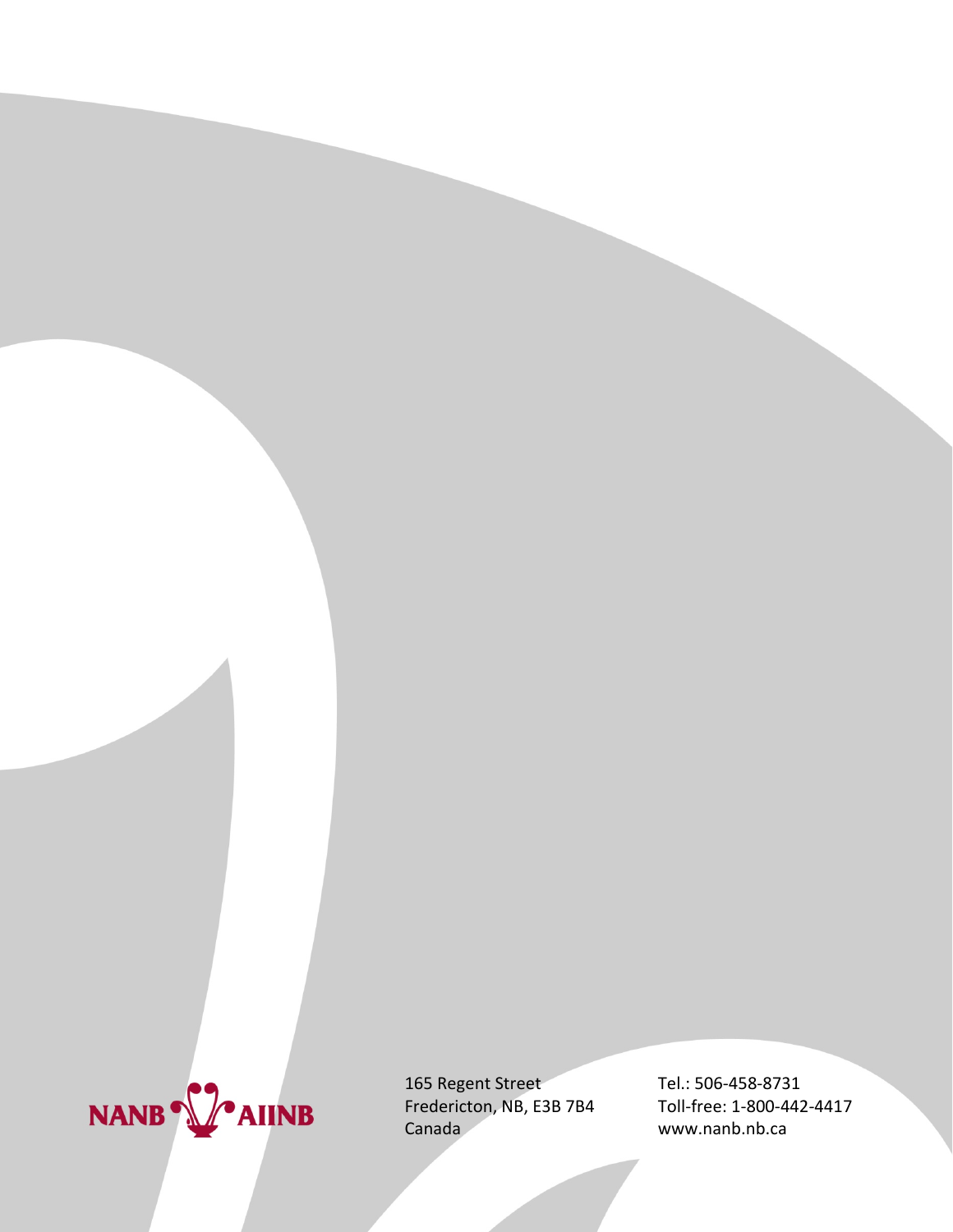NANB AIINB

165 Regent Street
Fredericton, NB, E3B 7B4
Canada

Tel.: 506-458-8731
Toll-free: 1-800-442-4417
www.nanb.nb.ca